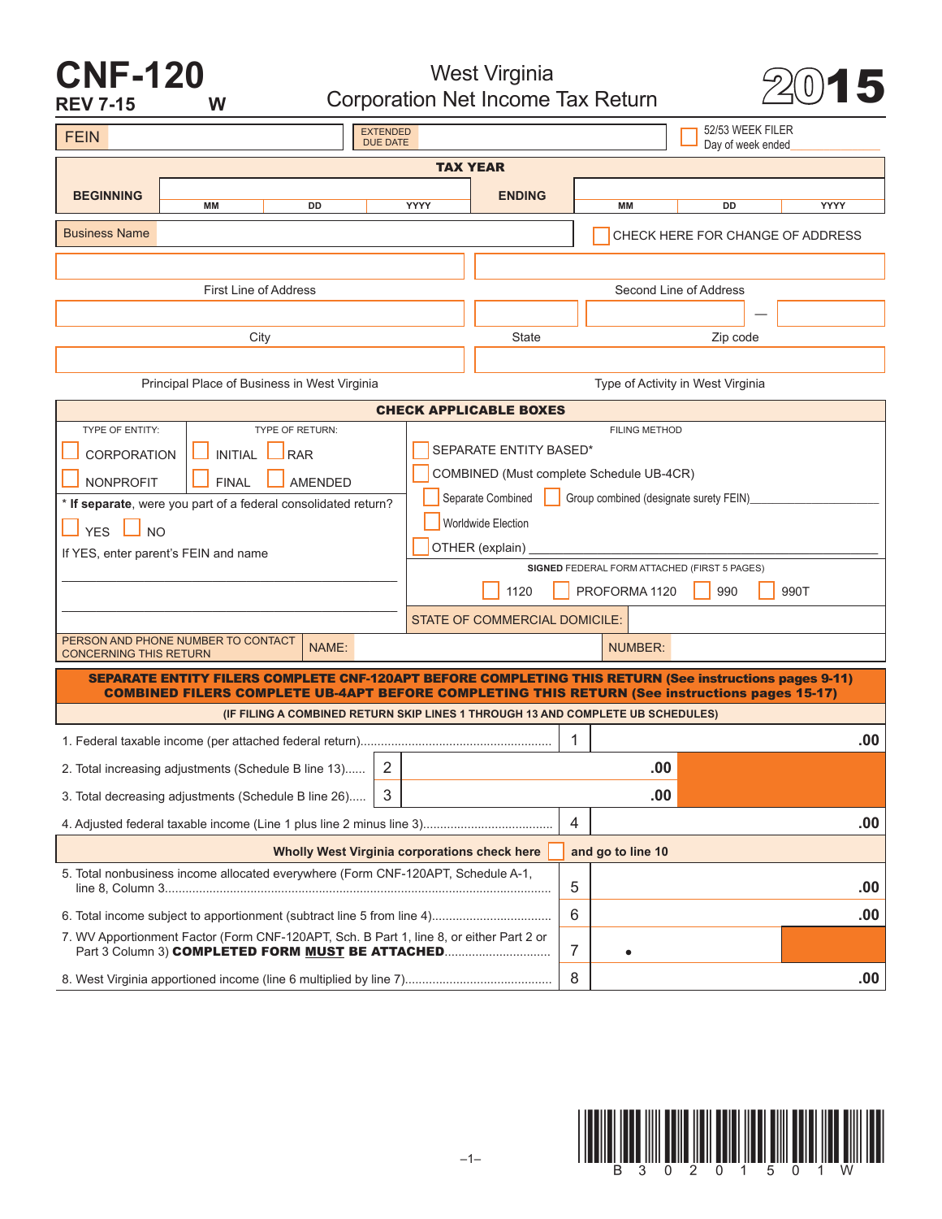# CNF-120

REV 7-15 W

West Virginia
Corporation Net Income Tax Return

**2015**

| FEIN | | EXTENDED DUE DATE | | ☐ 52/53 WEEK FILER Day of week ended |
|---|---|---|---|---|

**TAX YEAR**

| BEGINNING | MM | DD | YYYY | ENDING | MM | DD | YYYY |
|---|---|---|---|---|---|---|---|

Business Name ☐ CHECK HERE FOR CHANGE OF ADDRESS

First Line of Address | Second Line of Address

City | State | Zip code

Principal Place of Business in West Virginia | Type of Activity in West Virginia

**CHECK APPLICABLE BOXES**

TYPE OF ENTITY:
☐ CORPORATION
☐ NONPROFIT

TYPE OF RETURN:
☐ INITIAL ☐ RAR
☐ FINAL ☐ AMENDED

\* **If separate**, were you part of a federal consolidated return?
☐ YES ☐ NO

If YES, enter parent's FEIN and name

FILING METHOD
☐ SEPARATE ENTITY BASED*
☐ COMBINED (Must complete Schedule UB-4CR)
☐ Separate Combined ☐ Group combined (designate surety FEIN)
☐ Worldwide Election
☐ OTHER (explain)

**SIGNED** FEDERAL FORM ATTACHED (FIRST 5 PAGES)
☐ 1120 ☐ PROFORMA 1120 ☐ 990 ☐ 990T

STATE OF COMMERCIAL DOMICILE:

PERSON AND PHONE NUMBER TO CONTACT CONCERNING THIS RETURN NAME: NUMBER:

**SEPARATE ENTITY FILERS COMPLETE CNF-120APT BEFORE COMPLETING THIS RETURN (See instructions pages 9-11)**
**COMBINED FILERS COMPLETE UB-4APT BEFORE COMPLETING THIS RETURN (See instructions pages 15-17)**

**(IF FILING A COMBINED RETURN SKIP LINES 1 THROUGH 13 AND COMPLETE UB SCHEDULES)**

| | | | | |
|---|---|---|---|---|
| 1. Federal taxable income (per attached federal return) | | | 1 | .00 |
| 2. Total increasing adjustments (Schedule B line 13) | 2 | .00 | | |
| 3. Total decreasing adjustments (Schedule B line 26) | 3 | .00 | | |
| 4. Adjusted federal taxable income (Line 1 plus line 2 minus line 3) | | | 4 | .00 |
| **Wholly West Virginia corporations check here ☐ and go to line 10** | | | | |
| 5. Total nonbusiness income allocated everywhere (Form CNF-120APT, Schedule A-1, line 8, Column 3 | | | 5 | .00 |
| 6. Total income subject to apportionment (subtract line 5 from line 4) | | | 6 | .00 |
| 7. WV Apportionment Factor (Form CNF-120APT, Sch. B Part 1, line 8, or either Part 2 or Part 3 Column 3) **COMPLETED FORM MUST BE ATTACHED** | | | 7 | • |
| 8. West Virginia apportioned income (line 6 multiplied by line 7) | | | 8 | .00 |

B 3 0 2 0 1 5 0 1 W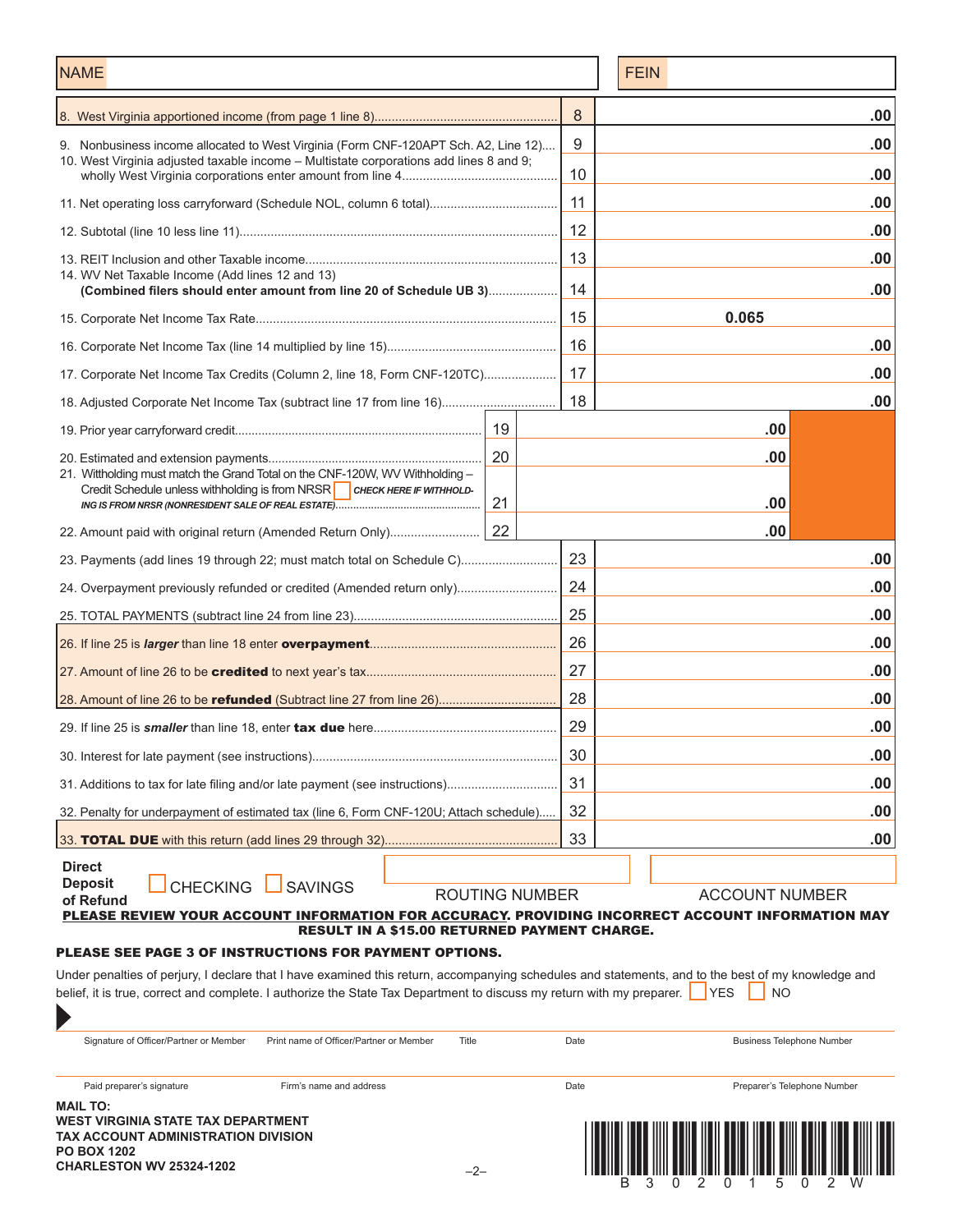| NAME | | FEIN | |
|---|---|---|---|

| Line | Description | Line No. | Amount | Amount |
|---|---|---|---|---|
| 8. | West Virginia apportioned income (from page 1 line 8) | 8 | | .00 |
| 9. | Nonbusiness income allocated to West Virginia (Form CNF-120APT Sch. A2, Line 12) | 9 | | .00 |
| 10. | West Virginia adjusted taxable income – Multistate corporations add lines 8 and 9; wholly West Virginia corporations enter amount from line 4 | 10 | | .00 |
| 11. | Net operating loss carryforward (Schedule NOL, column 6 total) | 11 | | .00 |
| 12. | Subtotal (line 10 less line 11) | 12 | | .00 |
| 13. | REIT Inclusion and other Taxable income | 13 | | .00 |
| 14. | WV Net Taxable Income (Add lines 12 and 13) **(Combined filers should enter amount from line 20 of Schedule UB 3)** | 14 | | .00 |
| 15. | Corporate Net Income Tax Rate | 15 | | 0.065 |
| 16. | Corporate Net Income Tax (line 14 multiplied by line 15) | 16 | | .00 |
| 17. | Corporate Net Income Tax Credits (Column 2, line 18, Form CNF-120TC) | 17 | | .00 |
| 18. | Adjusted Corporate Net Income Tax (subtract line 17 from line 16) | 18 | | .00 |
| 19. | Prior year carryforward credit | 19 | .00 | |
| 20. | Estimated and extension payments | 20 | .00 | |
| 21. | Withholding must match the Grand Total on the CNF-120W, WV Withholding – Credit Schedule unless withholding is from NRSR ☐ ***CHECK HERE IF WITHHOLDING IS FROM NRSR (NONRESIDENT SALE OF REAL ESTATE)*** | 21 | .00 | |
| 22. | Amount paid with original return (Amended Return Only) | 22 | .00 | |
| 23. | Payments (add lines 19 through 22; must match total on Schedule C) | 23 | | .00 |
| 24. | Overpayment previously refunded or credited (Amended return only) | 24 | | .00 |
| 25. | TOTAL PAYMENTS (subtract line 24 from line 23) | 25 | | .00 |
| 26. | If line 25 is ***larger*** than line 18 enter **overpayment** | 26 | | .00 |
| 27. | Amount of line 26 to be **credited** to next year's tax | 27 | | .00 |
| 28. | Amount of line 26 to be **refunded** (Subtract line 27 from line 26) | 28 | | .00 |
| 29. | If line 25 is ***smaller*** than line 18, enter **tax due** here | 29 | | .00 |
| 30. | Interest for late payment (see instructions) | 30 | | .00 |
| 31. | Additions to tax for late filing and/or late payment (see instructions) | 31 | | .00 |
| 32. | Penalty for underpayment of estimated tax (line 6, Form CNF-120U; Attach schedule) | 32 | | .00 |
| 33. | **TOTAL DUE** with this return (add lines 29 through 32) | 33 | | .00 |

**Direct Deposit of Refund** ☐ CHECKING ☐ SAVINGS

ROUTING NUMBER ____________ ACCOUNT NUMBER ____________

**PLEASE REVIEW YOUR ACCOUNT INFORMATION FOR ACCURACY. PROVIDING INCORRECT ACCOUNT INFORMATION MAY RESULT IN A $15.00 RETURNED PAYMENT CHARGE.**

**PLEASE SEE PAGE 3 OF INSTRUCTIONS FOR PAYMENT OPTIONS.**

Under penalties of perjury, I declare that I have examined this return, accompanying schedules and statements, and to the best of my knowledge and belief, it is true, correct and complete. I authorize the State Tax Department to discuss my return with my preparer. ☐ YES ☐ NO

| Signature of Officer/Partner or Member | Print name of Officer/Partner or Member | Title | Date | Business Telephone Number |
|---|---|---|---|---|
| | | | | |

| Paid preparer's signature | Firm's name and address | Date | Preparer's Telephone Number |
|---|---|---|---|
| | | | |

**MAIL TO:**
**WEST VIRGINIA STATE TAX DEPARTMENT**
**TAX ACCOUNT ADMINISTRATION DIVISION**
**PO BOX 1202**
**CHARLESTON WV 25324-1202**

B 3 0 2 0 1 5 0 2 W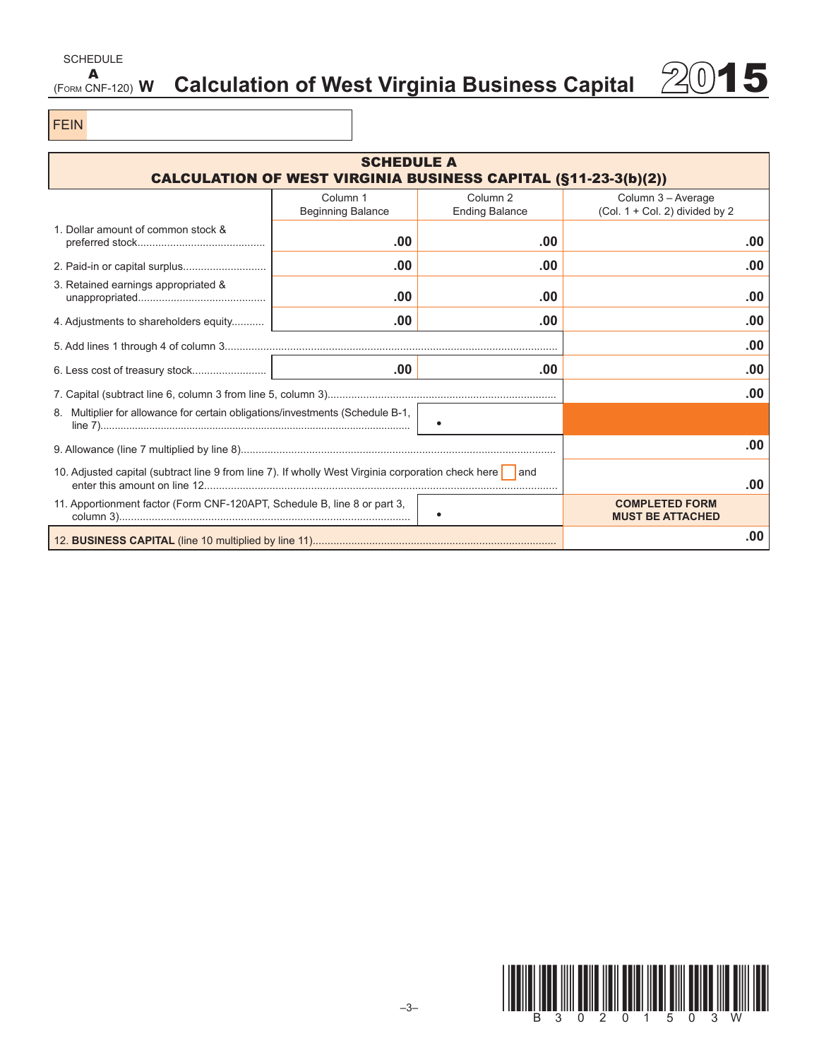SCHEDULE **A** (Form CNF-120) **W**

# Calculation of West Virginia Business Capital 2015

FEIN

## SCHEDULE A
## CALCULATION OF WEST VIRGINIA BUSINESS CAPITAL (§11-23-3(b)(2))

| | Column 1 Beginning Balance | Column 2 Ending Balance | Column 3 – Average (Col. 1 + Col. 2) divided by 2 |
|---|---|---|---|
| 1. Dollar amount of common stock & preferred stock | .00 | .00 | .00 |
| 2. Paid-in or capital surplus | .00 | .00 | .00 |
| 3. Retained earnings appropriated & unappropriated | .00 | .00 | .00 |
| 4. Adjustments to shareholders equity | .00 | .00 | .00 |
| 5. Add lines 1 through 4 of column 3 | | | .00 |
| 6. Less cost of treasury stock | .00 | .00 | .00 |
| 7. Capital (subtract line 6, column 3 from line 5, column 3) | | | .00 |
| 8. Multiplier for allowance for certain obligations/investments (Schedule B-1, line 7) | | • | |
| 9. Allowance (line 7 multiplied by line 8) | | | .00 |
| 10. Adjusted capital (subtract line 9 from line 7). If wholly West Virginia corporation check here ☐ and enter this amount on line 12 | | | .00 |
| 11. Apportionment factor (Form CNF-120APT, Schedule B, line 8 or part 3, column 3) | | • | **COMPLETED FORM MUST BE ATTACHED** |
| 12. **BUSINESS CAPITAL** (line 10 multiplied by line 11) | | | .00 |

B 3 0 2 0 1 5 0 3 W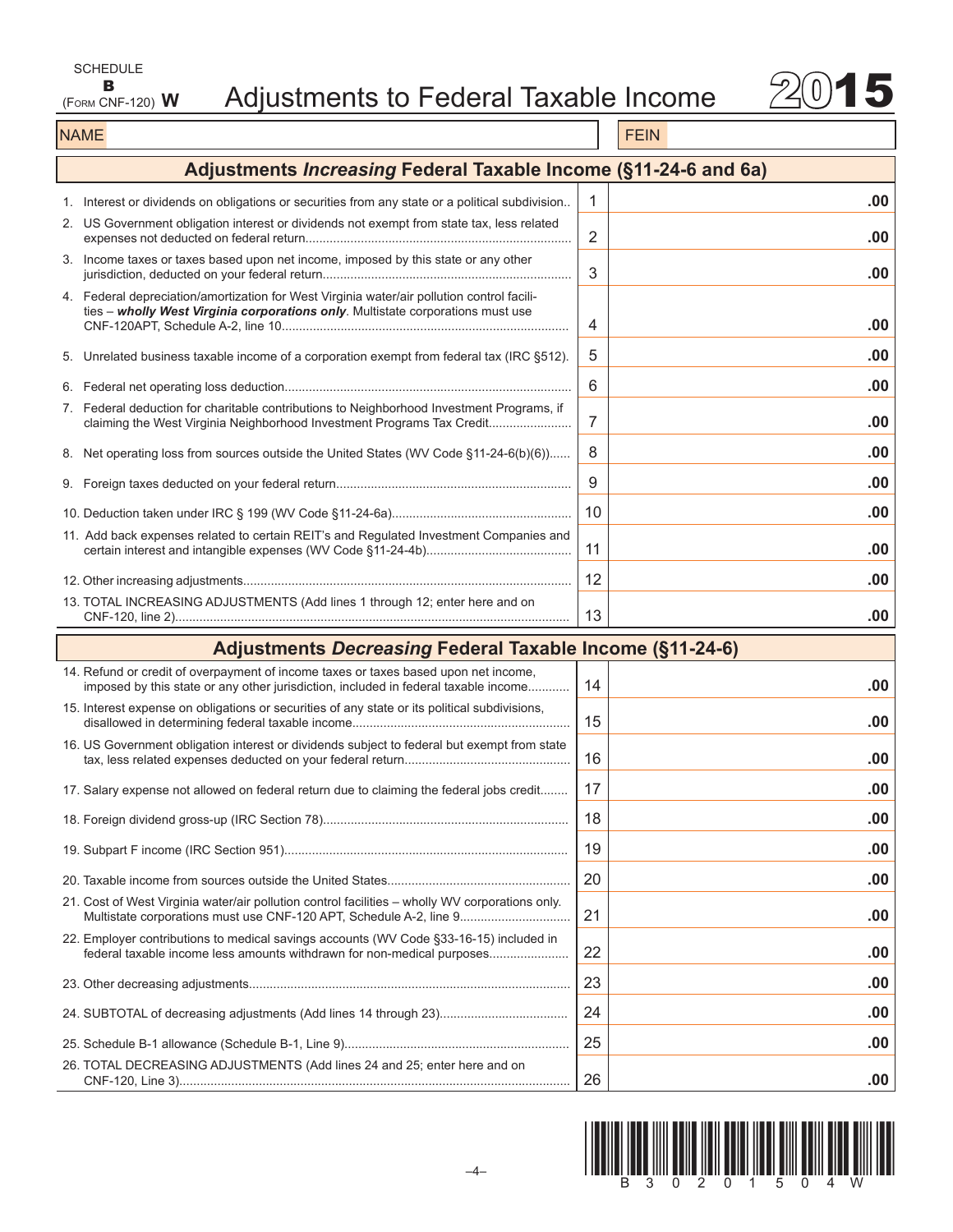SCHEDULE **B** (FORM CNF-120) **W**

# Adjustments to Federal Taxable Income

**2015**

| NAME | | FEIN | |
|---|---|---|---|

## Adjustments *Increasing* Federal Taxable Income (§11-24-6 and 6a)

| Description | Line | Amount |
|---|---|---|
| 1. Interest or dividends on obligations or securities from any state or a political subdivision.. | 1 | .00 |
| 2. US Government obligation interest or dividends not exempt from state tax, less related expenses not deducted on federal return........................................................................... | 2 | .00 |
| 3. Income taxes or taxes based upon net income, imposed by this state or any other jurisdiction, deducted on your federal return....................................................................... | 3 | .00 |
| 4. Federal depreciation/amortization for West Virginia water/air pollution control facilities – ***wholly West Virginia corporations only***. Multistate corporations must use CNF-120APT, Schedule A-2, line 10................................................................................. | 4 | .00 |
| 5. Unrelated business taxable income of a corporation exempt from federal tax (IRC §512). | 5 | .00 |
| 6. Federal net operating loss deduction.................................................................................. | 6 | .00 |
| 7. Federal deduction for charitable contributions to Neighborhood Investment Programs, if claiming the West Virginia Neighborhood Investment Programs Tax Credit....................... | 7 | .00 |
| 8. Net operating loss from sources outside the United States (WV Code §11-24-6(b)(6))...... | 8 | .00 |
| 9. Foreign taxes deducted on your federal return................................................................... | 9 | .00 |
| 10. Deduction taken under IRC § 199 (WV Code §11-24-6a)................................................... | 10 | .00 |
| 11. Add back expenses related to certain REIT's and Regulated Investment Companies and certain interest and intangible expenses (WV Code §11-24-4b)......................................... | 11 | .00 |
| 12. Other increasing adjustments.............................................................................................. | 12 | .00 |
| 13. TOTAL INCREASING ADJUSTMENTS (Add lines 1 through 12; enter here and on CNF-120, line 2)................................................................................................................ | 13 | .00 |

## Adjustments *Decreasing* Federal Taxable Income (§11-24-6)

| Description | Line | Amount |
|---|---|---|
| 14. Refund or credit of overpayment of income taxes or taxes based upon net income, imposed by this state or any other jurisdiction, included in federal taxable income............ | 14 | .00 |
| 15. Interest expense on obligations or securities of any state or its political subdivisions, disallowed in determining federal taxable income.............................................................. | 15 | .00 |
| 16. US Government obligation interest or dividends subject to federal but exempt from state tax, less related expenses deducted on your federal return............................................... | 16 | .00 |
| 17. Salary expense not allowed on federal return due to claiming the federal jobs credit........ | 17 | .00 |
| 18. Foreign dividend gross-up (IRC Section 78)...................................................................... | 18 | .00 |
| 19. Subpart F income (IRC Section 951)................................................................................. | 19 | .00 |
| 20. Taxable income from sources outside the United States.................................................... | 20 | .00 |
| 21. Cost of West Virginia water/air pollution control facilities – wholly WV corporations only. Multistate corporations must use CNF-120 APT, Schedule A-2, line 9................................ | 21 | .00 |
| 22. Employer contributions to medical savings accounts (WV Code §33-16-15) included in federal taxable income less amounts withdrawn for non-medical purposes...................... | 22 | .00 |
| 23. Other decreasing adjustments............................................................................................ | 23 | .00 |
| 24. SUBTOTAL of decreasing adjustments (Add lines 14 through 23).................................... | 24 | .00 |
| 25. Schedule B-1 allowance (Schedule B-1, Line 9)................................................................ | 25 | .00 |
| 26. TOTAL DECREASING ADJUSTMENTS (Add lines 24 and 25; enter here and on CNF-120, Line 3)................................................................................................................ | 26 | .00 |

B 3 0 2 0 1 5 0 4 W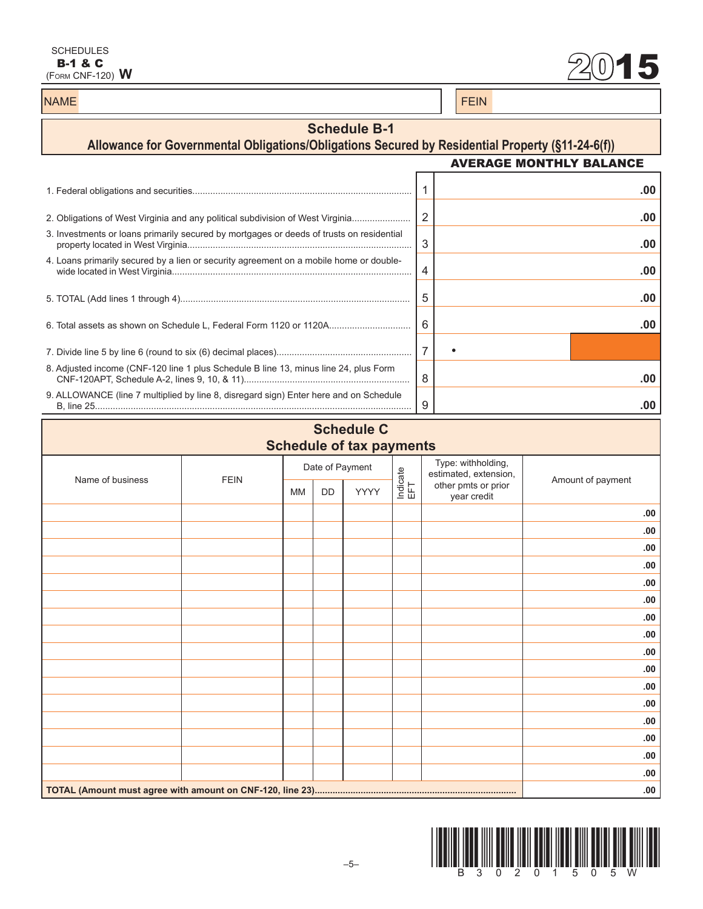SCHEDULES
**B-1 & C**
(FORM CNF-120) **W**

# 2015

| NAME | | FEIN | |
|---|---|---|---|

## Schedule B-1
### Allowance for Governmental Obligations/Obligations Secured by Residential Property (§11-24-6(f))

| | | AVERAGE MONTHLY BALANCE |
|---|---|---|
| 1. Federal obligations and securities | 1 | .00 |
| 2. Obligations of West Virginia and any political subdivision of West Virginia | 2 | .00 |
| 3. Investments or loans primarily secured by mortgages or deeds of trusts on residential property located in West Virginia | 3 | .00 |
| 4. Loans primarily secured by a lien or security agreement on a mobile home or double-wide located in West Virginia | 4 | .00 |
| 5. TOTAL (Add lines 1 through 4) | 5 | .00 |
| 6. Total assets as shown on Schedule L, Federal Form 1120 or 1120A | 6 | .00 |
| 7. Divide line 5 by line 6 (round to six (6) decimal places) | 7 | • |
| 8. Adjusted income (CNF-120 line 1 plus Schedule B line 13, minus line 24, plus Form CNF-120APT, Schedule A-2, lines 9, 10, & 11) | 8 | .00 |
| 9. ALLOWANCE (line 7 multiplied by line 8, disregard sign) Enter here and on Schedule B, line 25 | 9 | .00 |

## Schedule C
### Schedule of tax payments

| Name of business | FEIN | Date of Payment | | | Indicate EFT | Type: withholding, estimated, extension, other pmts or prior year credit | Amount of payment |
|---|---|---|---|---|---|---|---|
| | | MM | DD | YYYY | | | |
| | | | | | | | .00 |
| | | | | | | | .00 |
| | | | | | | | .00 |
| | | | | | | | .00 |
| | | | | | | | .00 |
| | | | | | | | .00 |
| | | | | | | | .00 |
| | | | | | | | .00 |
| | | | | | | | .00 |
| | | | | | | | .00 |
| | | | | | | | .00 |
| | | | | | | | .00 |
| | | | | | | | .00 |
| | | | | | | | .00 |
| | | | | | | | .00 |
| | | | | | | | .00 |
| **TOTAL (Amount must agree with amount on CNF-120, line 23)** | | | | | | | .00 |

B 3 0 2 0 1 5 0 5 W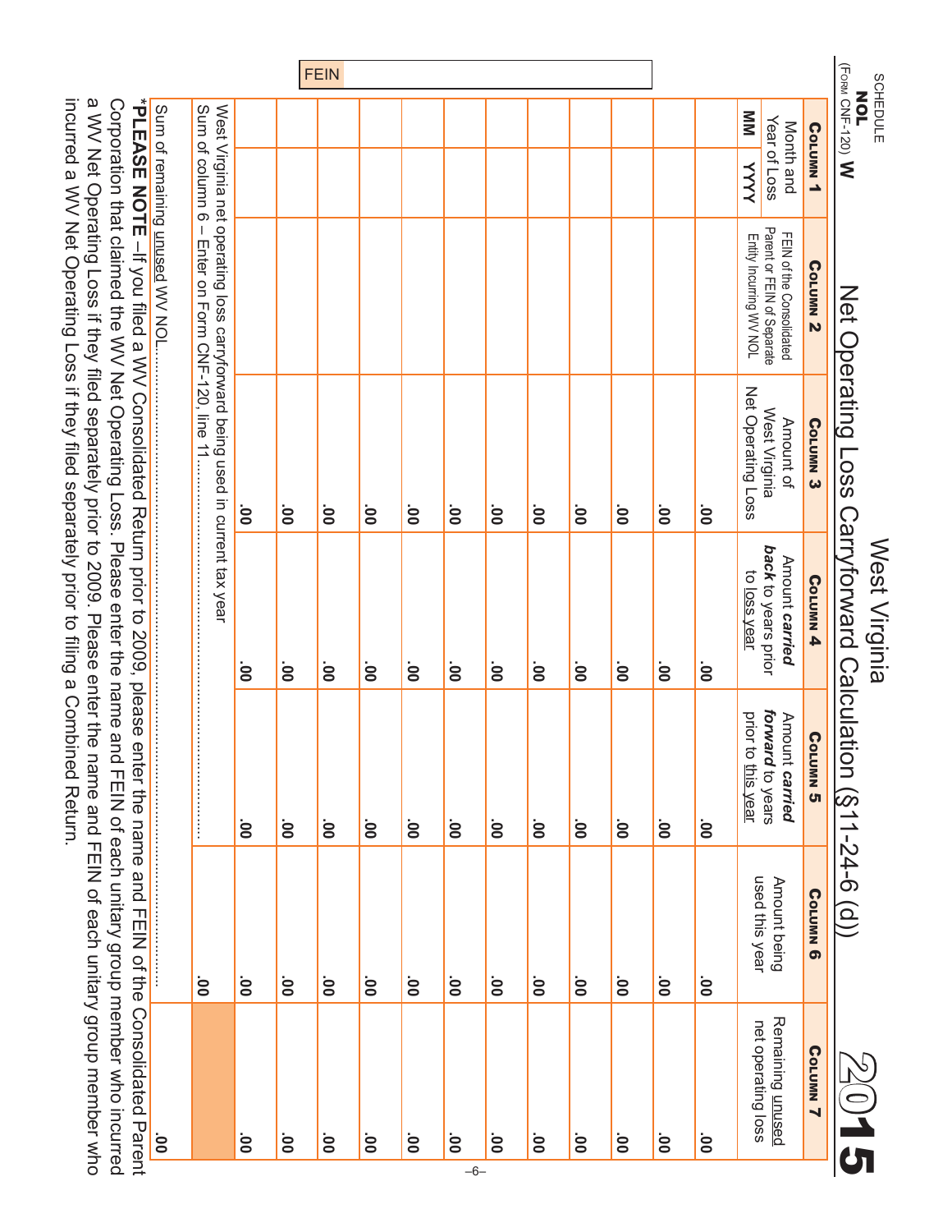SCHEDULE **NOL** (Form CNF-120) **W**

# West Virginia
## Net Operating Loss Carryforward Calculation (§11-24-6 (d))

**2015**

FEIN

| Column 1 Month and Year of Loss | | Column 2 FEIN of the Consolidated Parent or FEIN of Separate Entity Incurring WV NOL | Column 3 Amount of West Virginia Net Operating Loss | Column 4 Amount ***carried back*** to years prior to loss year | Column 5 Amount ***carried forward*** to years prior to this year | Column 6 Amount being used this year | Column 7 Remaining unused net operating loss |
|---|---|---|---|---|---|---|---|
| **MM** | **YYYY** | | | | | | |
| | | | .00 | .00 | .00 | .00 | .00 |
| | | | .00 | .00 | .00 | .00 | .00 |
| | | | .00 | .00 | .00 | .00 | .00 |
| | | | .00 | .00 | .00 | .00 | .00 |
| | | | .00 | .00 | .00 | .00 | .00 |
| | | | .00 | .00 | .00 | .00 | .00 |
| | | | .00 | .00 | .00 | .00 | .00 |
| | | | .00 | .00 | .00 | .00 | .00 |
| | | | .00 | .00 | .00 | .00 | .00 |
| West Virginia net operating loss carryforward being used in current tax year Sum of column 6 – Enter on Form CNF-120, line 11 | | | | | | .00 | |
| Sum of remaining unused WV NOL | | | | | | | .00 |

***PLEASE NOTE** – If you filed a WV Consolidated Return prior to 2009, please enter the name and FEIN of the Consolidated Parent Corporation that claimed the WV Net Operating Loss. Please enter the name and FEIN of each unitary group member who incurred a WV Net Operating Loss if they filed separately prior to 2009. Please enter the name and FEIN of each unitary group member who incurred a WV Net Operating Loss if they filed separately prior to filing a Combined Return.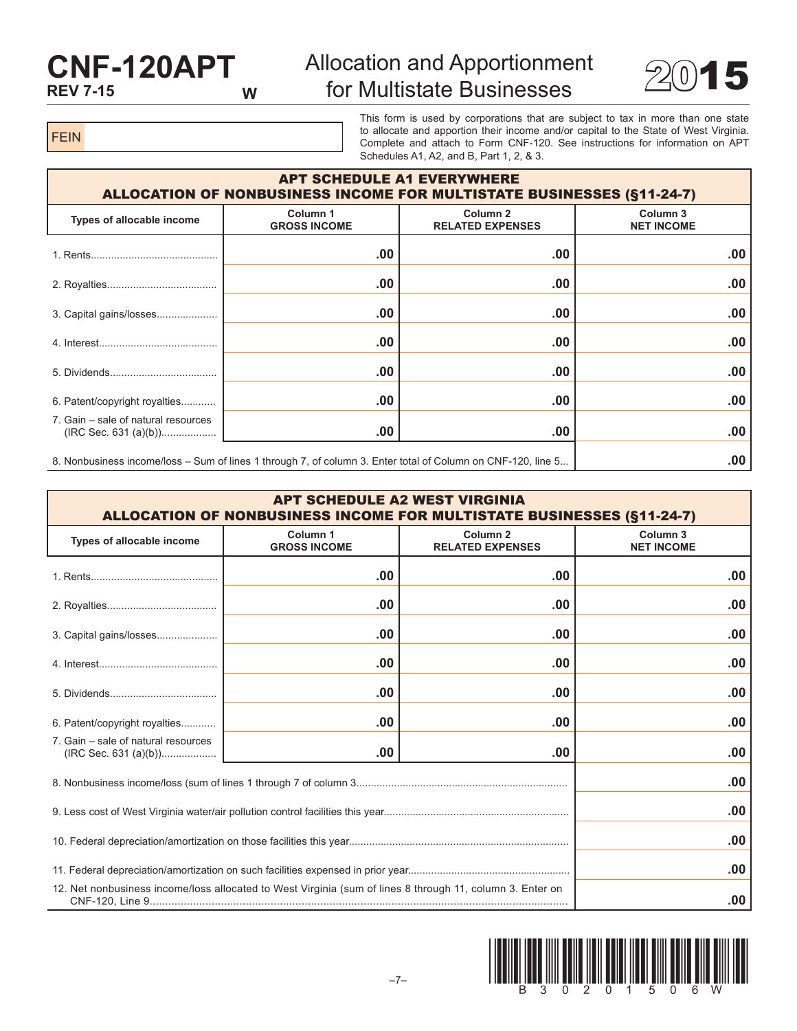# CNF-120APT

**REV 7-15**

W

## Allocation and Apportionment for Multistate Businesses

# 2015

FEIN

This form is used by corporations that are subject to tax in more than one state to allocate and apportion their income and/or capital to the State of West Virginia. Complete and attach to Form CNF-120. See instructions for information on APT Schedules A1, A2, and B, Part 1, 2, & 3.

### APT SCHEDULE A1 EVERYWHERE
### ALLOCATION OF NONBUSINESS INCOME FOR MULTISTATE BUSINESSES (§11-24-7)

| Types of allocable income | Column 1 GROSS INCOME | Column 2 RELATED EXPENSES | Column 3 NET INCOME |
|---|---|---|---|
| 1. Rents | .00 | .00 | .00 |
| 2. Royalties | .00 | .00 | .00 |
| 3. Capital gains/losses | .00 | .00 | .00 |
| 4. Interest | .00 | .00 | .00 |
| 5. Dividends | .00 | .00 | .00 |
| 6. Patent/copyright royalties | .00 | .00 | .00 |
| 7. Gain – sale of natural resources (IRC Sec. 631 (a)(b)) | .00 | .00 | .00 |
| 8. Nonbusiness income/loss – Sum of lines 1 through 7, of column 3. Enter total of Column on CNF-120, line 5 | | | .00 |

### APT SCHEDULE A2 WEST VIRGINIA
### ALLOCATION OF NONBUSINESS INCOME FOR MULTISTATE BUSINESSES (§11-24-7)

| Types of allocable income | Column 1 GROSS INCOME | Column 2 RELATED EXPENSES | Column 3 NET INCOME |
|---|---|---|---|
| 1. Rents | .00 | .00 | .00 |
| 2. Royalties | .00 | .00 | .00 |
| 3. Capital gains/losses | .00 | .00 | .00 |
| 4. Interest | .00 | .00 | .00 |
| 5. Dividends | .00 | .00 | .00 |
| 6. Patent/copyright royalties | .00 | .00 | .00 |
| 7. Gain – sale of natural resources (IRC Sec. 631 (a)(b)) | .00 | .00 | .00 |
| 8. Nonbusiness income/loss (sum of lines 1 through 7 of column 3 | | | .00 |
| 9. Less cost of West Virginia water/air pollution control facilities this year | | | .00 |
| 10. Federal depreciation/amortization on those facilities this year | | | .00 |
| 11. Federal depreciation/amortization on such facilities expensed in prior year | | | .00 |
| 12. Net nonbusiness income/loss allocated to West Virginia (sum of lines 8 through 11, column 3. Enter on CNF-120, Line 9 | | | .00 |

B 3 0 2 0 1 5 0 6 W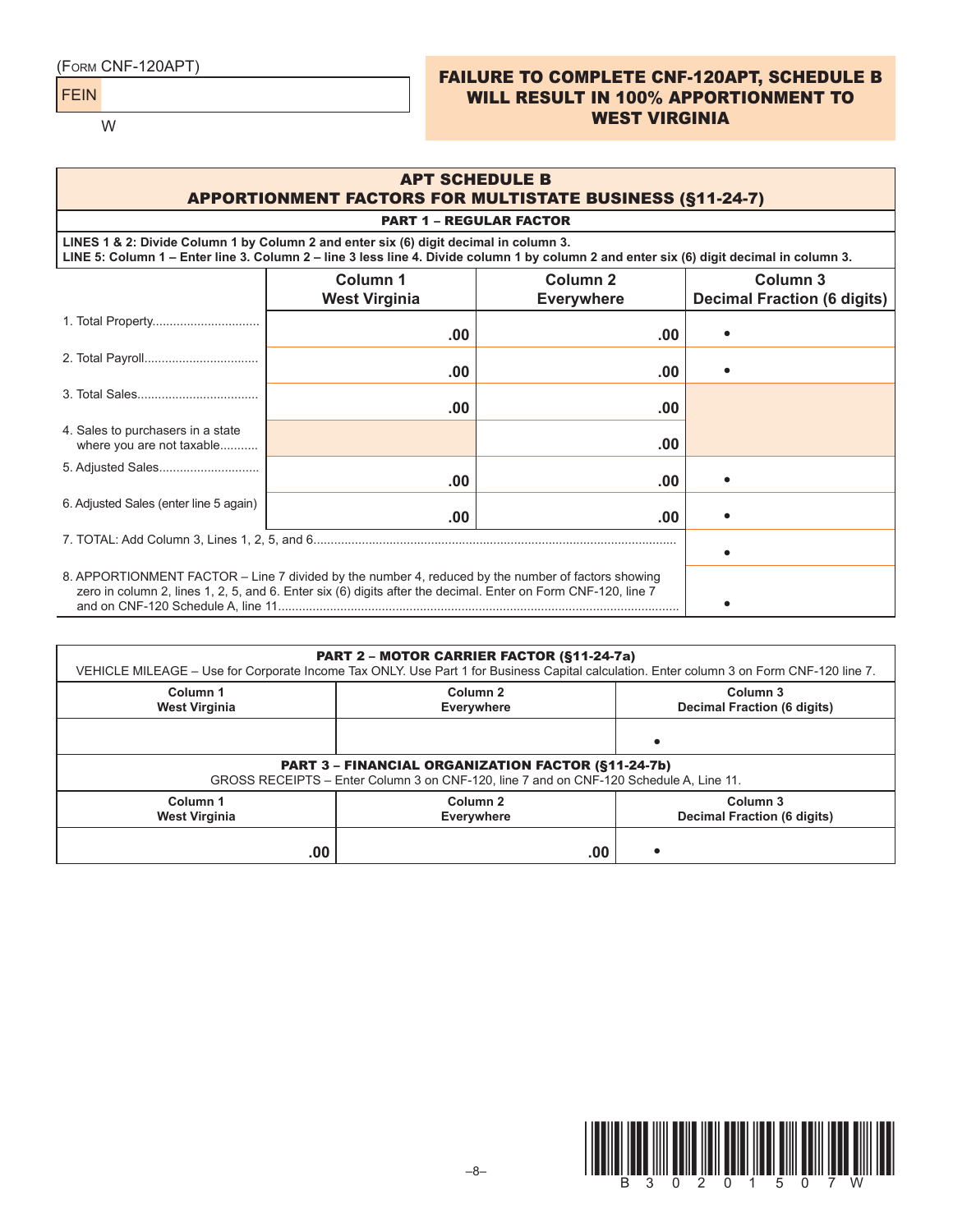(Form CNF-120APT)

FEIN

W

**FAILURE TO COMPLETE CNF-120APT, SCHEDULE B WILL RESULT IN 100% APPORTIONMENT TO WEST VIRGINIA**

## APT SCHEDULE B
## APPORTIONMENT FACTORS FOR MULTISTATE BUSINESS (§11-24-7)

### PART 1 – REGULAR FACTOR

**LINES 1 & 2: Divide Column 1 by Column 2 and enter six (6) digit decimal in column 3.**
**LINE 5: Column 1 – Enter line 3. Column 2 – line 3 less line 4. Divide column 1 by column 2 and enter six (6) digit decimal in column 3.**

| | Column 1 West Virginia | Column 2 Everywhere | Column 3 Decimal Fraction (6 digits) |
|---|---|---|---|
| 1. Total Property | .00 | .00 | • |
| 2. Total Payroll | .00 | .00 | • |
| 3. Total Sales | .00 | .00 | |
| 4. Sales to purchasers in a state where you are not taxable | | .00 | |
| 5. Adjusted Sales | .00 | .00 | • |
| 6. Adjusted Sales (enter line 5 again) | .00 | .00 | • |
| 7. TOTAL: Add Column 3, Lines 1, 2, 5, and 6 | | | • |
| 8. APPORTIONMENT FACTOR – Line 7 divided by the number 4, reduced by the number of factors showing zero in column 2, lines 1, 2, 5, and 6. Enter six (6) digits after the decimal. Enter on Form CNF-120, line 7 and on CNF-120 Schedule A, line 11 | | | • |

### PART 2 – MOTOR CARRIER FACTOR (§11-24-7a)

VEHICLE MILEAGE – Use for Corporate Income Tax ONLY. Use Part 1 for Business Capital calculation. Enter column 3 on Form CNF-120 line 7.

| Column 1 West Virginia | Column 2 Everywhere | Column 3 Decimal Fraction (6 digits) |
|---|---|---|
| | | • |

### PART 3 – FINANCIAL ORGANIZATION FACTOR (§11-24-7b)

GROSS RECEIPTS – Enter Column 3 on CNF-120, line 7 and on CNF-120 Schedule A, Line 11.

| Column 1 West Virginia | Column 2 Everywhere | Column 3 Decimal Fraction (6 digits) |
|---|---|---|
| .00 | .00 | • |

B 3 0 2 0 1 5 0 7 W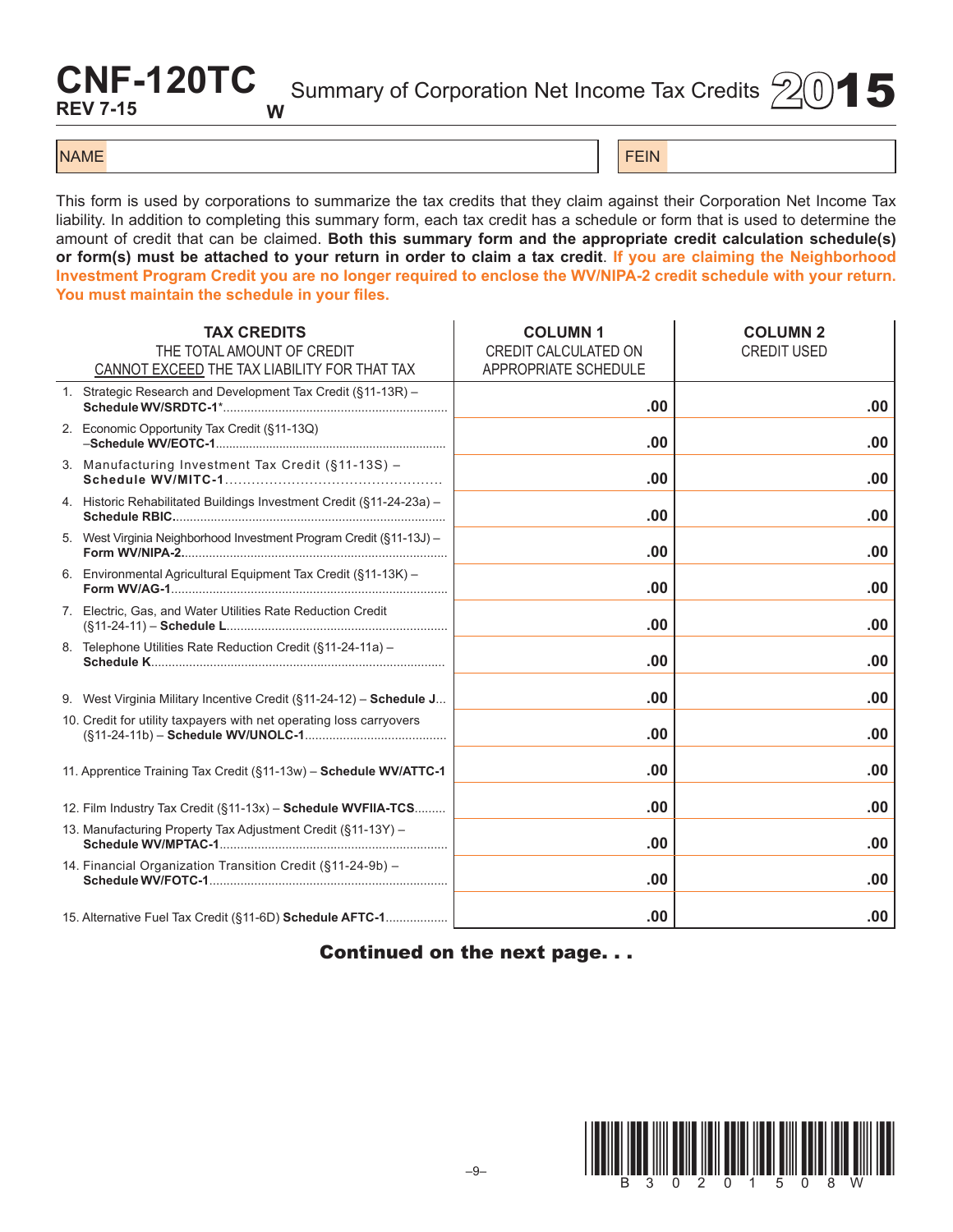# CNF-120TC

**REV 7-15** **W**

Summary of Corporation Net Income Tax Credits **2015**

| NAME | FEIN |
|---|---|
| | |

This form is used by corporations to summarize the tax credits that they claim against their Corporation Net Income Tax liability. In addition to completing this summary form, each tax credit has a schedule or form that is used to determine the amount of credit that can be claimed. **Both this summary form and the appropriate credit calculation schedule(s) or form(s) must be attached to your return in order to claim a tax credit**. **If you are claiming the Neighborhood Investment Program Credit you are no longer required to enclose the WV/NIPA-2 credit schedule with your return. You must maintain the schedule in your files.**

| **TAX CREDITS** THE TOTAL AMOUNT OF CREDIT CANNOT EXCEED THE TAX LIABILITY FOR THAT TAX | **COLUMN 1** CREDIT CALCULATED ON APPROPRIATE SCHEDULE | **COLUMN 2** CREDIT USED |
|---|---|---|
| 1. Strategic Research and Development Tax Credit (§11-13R) – **Schedule WV/SRDTC-1***.......... | .00 | .00 |
| 2. Economic Opportunity Tax Credit (§11-13Q) –**Schedule WV/EOTC-1**.......... | .00 | .00 |
| 3. Manufacturing Investment Tax Credit (§11-13S) – **Schedule WV/MITC-1**.......... | .00 | .00 |
| 4. Historic Rehabilitated Buildings Investment Credit (§11-24-23a) – **Schedule RBIC**.......... | .00 | .00 |
| 5. West Virginia Neighborhood Investment Program Credit (§11-13J) – **Form WV/NIPA-2**.......... | .00 | .00 |
| 6. Environmental Agricultural Equipment Tax Credit (§11-13K) – **Form WV/AG-1**.......... | .00 | .00 |
| 7. Electric, Gas, and Water Utilities Rate Reduction Credit (§11-24-11) – **Schedule L**.......... | .00 | .00 |
| 8. Telephone Utilities Rate Reduction Credit (§11-24-11a) – **Schedule K**.......... | .00 | .00 |
| 9. West Virginia Military Incentive Credit (§11-24-12) – **Schedule J**... | .00 | .00 |
| 10. Credit for utility taxpayers with net operating loss carryovers (§11-24-11b) – **Schedule WV/UNOLC-1**.......... | .00 | .00 |
| 11. Apprentice Training Tax Credit (§11-13w) – **Schedule WV/ATTC-1** | .00 | .00 |
| 12. Film Industry Tax Credit (§11-13x) – **Schedule WVFIIA-TCS**......... | .00 | .00 |
| 13. Manufacturing Property Tax Adjustment Credit (§11-13Y) – **Schedule WV/MPTAC-1**.......... | .00 | .00 |
| 14. Financial Organization Transition Credit (§11-24-9b) – **Schedule WV/FOTC-1**.......... | .00 | .00 |
| 15. Alternative Fuel Tax Credit (§11-6D) **Schedule AFTC-1**.......... | .00 | .00 |

**Continued on the next page. . .**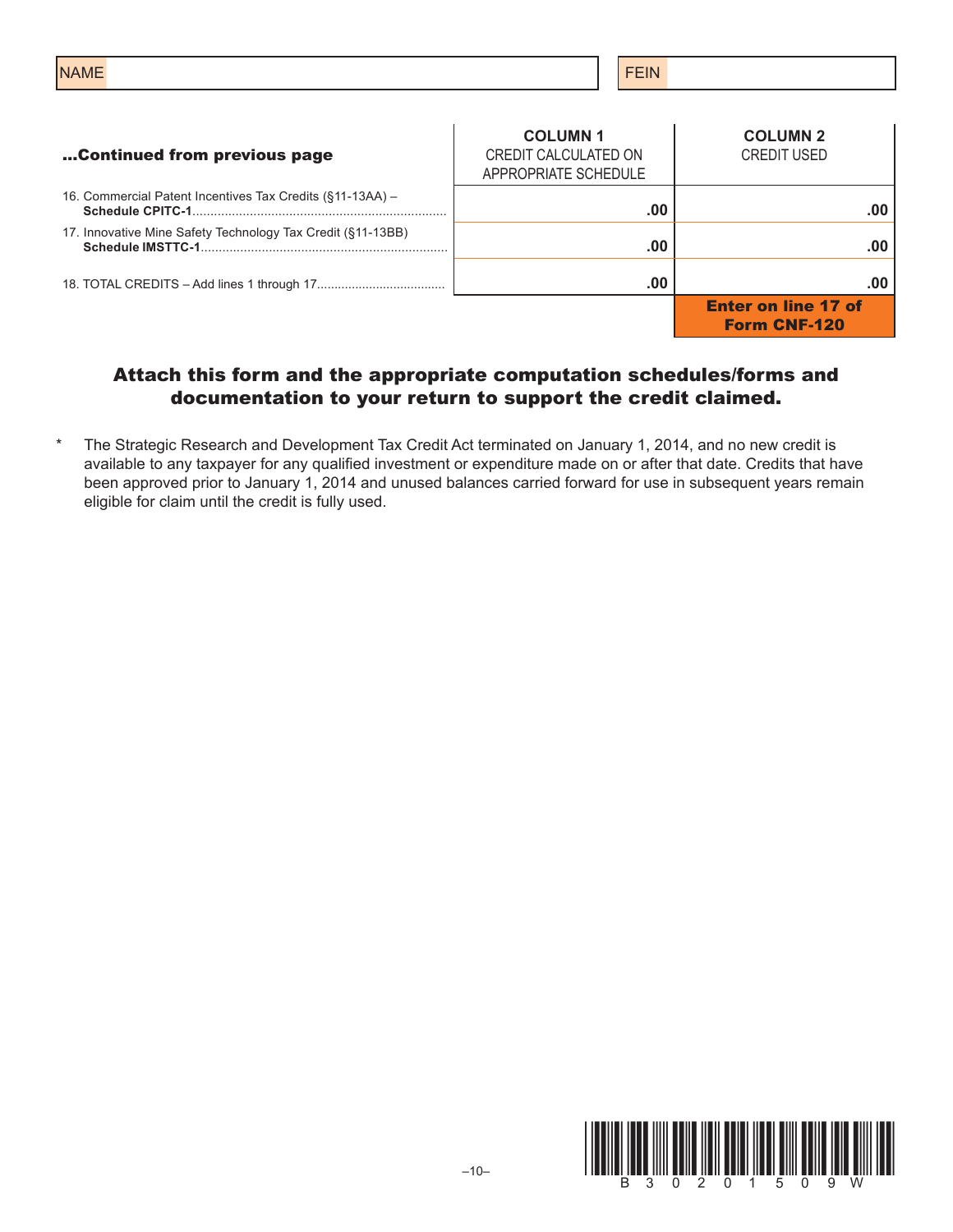| NAME | FEIN |
|---|---|
| | |

| ...Continued from previous page | COLUMN 1<br>CREDIT CALCULATED ON APPROPRIATE SCHEDULE | COLUMN 2<br>CREDIT USED |
|---|---|---|
| 16. Commercial Patent Incentives Tax Credits (§11-13AA) – **Schedule CPITC-1** | .00 | .00 |
| 17. Innovative Mine Safety Technology Tax Credit (§11-13BB) **Schedule IMSTTC-1** | .00 | .00 |
| 18. TOTAL CREDITS – Add lines 1 through 17 | .00 | .00 |
| | | **Enter on line 17 of Form CNF-120** |

**Attach this form and the appropriate computation schedules/forms and documentation to your return to support the credit claimed.**

* The Strategic Research and Development Tax Credit Act terminated on January 1, 2014, and no new credit is available to any taxpayer for any qualified investment or expenditure made on or after that date. Credits that have been approved prior to January 1, 2014 and unused balances carried forward for use in subsequent years remain eligible for claim until the credit is fully used.

B3020150​9W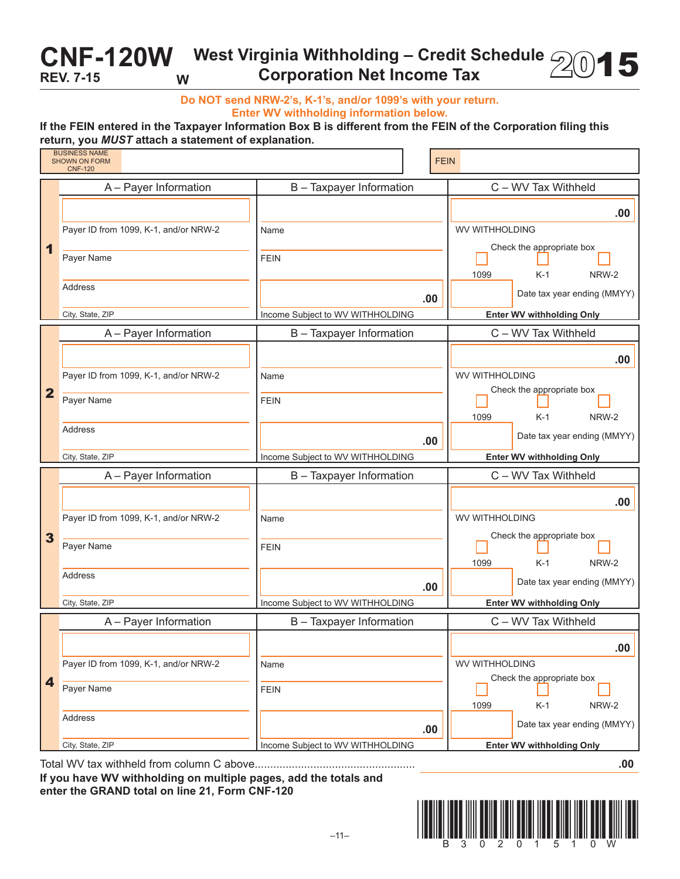# CNF-120W West Virginia Withholding – Credit Schedule Corporation Net Income Tax 2015

REV. 7-15 W

**Do NOT send NRW-2's, K-1's, and/or 1099's with your return. Enter WV withholding information below.**

**If the FEIN entered in the Taxpayer Information Box B is different from the FEIN of the Corporation filing this return, you *MUST* attach a statement of explanation.**

| BUSINESS NAME SHOWN ON FORM CNF-120 | | FEIN | |
|---|---|---|---|

| | A – Payer Information | B – Taxpayer Information | C – WV Tax Withheld |
|---|---|---|---|
| **1** | Payer ID from 1099, K-1, and/or NRW-2<br>Payer Name<br>Address<br>City, State, ZIP | Name<br>FEIN<br>.00<br>Income Subject to WV WITHHOLDING | .00<br>WV WITHHOLDING<br>Check the appropriate box ☐ 1099 ☐ K-1 ☐ NRW-2<br>Date tax year ending (MMYY)<br>**Enter WV withholding Only** |
| **2** | Payer ID from 1099, K-1, and/or NRW-2<br>Payer Name<br>Address<br>City, State, ZIP | Name<br>FEIN<br>.00<br>Income Subject to WV WITHHOLDING | .00<br>WV WITHHOLDING<br>Check the appropriate box ☐ 1099 ☐ K-1 ☐ NRW-2<br>Date tax year ending (MMYY)<br>**Enter WV withholding Only** |
| **3** | Payer ID from 1099, K-1, and/or NRW-2<br>Payer Name<br>Address<br>City, State, ZIP | Name<br>FEIN<br>.00<br>Income Subject to WV WITHHOLDING | .00<br>WV WITHHOLDING<br>Check the appropriate box ☐ 1099 ☐ K-1 ☐ NRW-2<br>Date tax year ending (MMYY)<br>**Enter WV withholding Only** |
| **4** | Payer ID from 1099, K-1, and/or NRW-2<br>Payer Name<br>Address<br>City, State, ZIP | Name<br>FEIN<br>.00<br>Income Subject to WV WITHHOLDING | .00<br>WV WITHHOLDING<br>Check the appropriate box ☐ 1099 ☐ K-1 ☐ NRW-2<br>Date tax year ending (MMYY)<br>**Enter WV withholding Only** |

Total WV tax withheld from column C above.................................................. .00

**If you have WV withholding on multiple pages, add the totals and enter the GRAND total on line 21, Form CNF-120**

B 3 0 2 0 1 5 1 0 W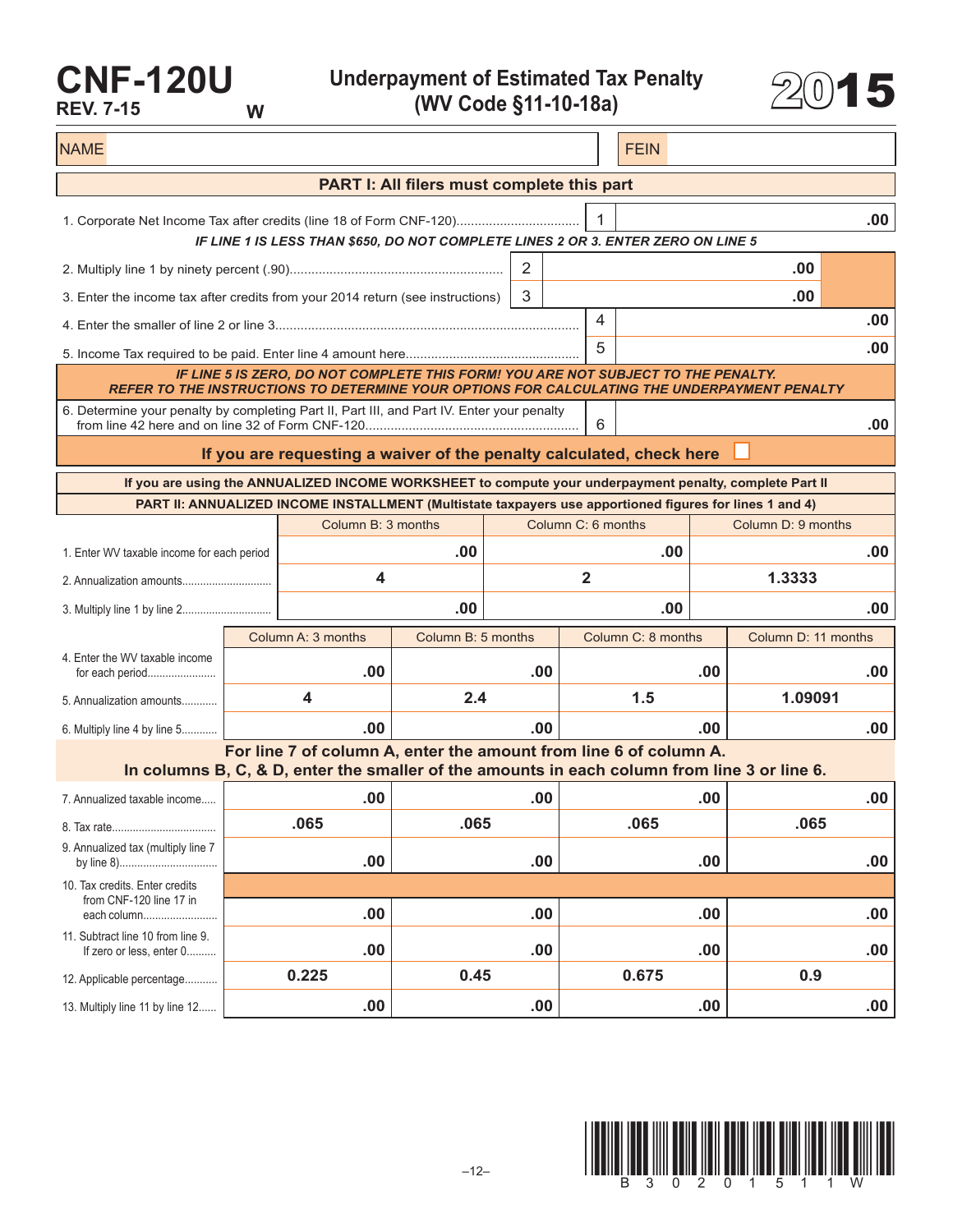# CNF-120U

REV. 7-15 W

## Underpayment of Estimated Tax Penalty (WV Code §11-10-18a)

# 2015

| NAME | | FEIN | |
|---|---|---|---|

## PART I: All filers must complete this part

| | | | | |
|---|---|---|---|---|
| 1. Corporate Net Income Tax after credits (line 18 of Form CNF-120) | | | 1 | .00 |

***IF LINE 1 IS LESS THAN $650, DO NOT COMPLETE LINES 2 OR 3. ENTER ZERO ON LINE 5***

| | | | | |
|---|---|---|---|---|
| 2. Multiply line 1 by ninety percent (.90) | 2 | .00 | | |
| 3. Enter the income tax after credits from your 2014 return (see instructions) | 3 | .00 | | |
| 4. Enter the smaller of line 2 or line 3 | | | 4 | .00 |
| 5. Income Tax required to be paid. Enter line 4 amount here | | | 5 | .00 |

***IF LINE 5 IS ZERO, DO NOT COMPLETE THIS FORM! YOU ARE NOT SUBJECT TO THE PENALTY. REFER TO THE INSTRUCTIONS TO DETERMINE YOUR OPTIONS FOR CALCULATING THE UNDERPAYMENT PENALTY***

| | | |
|---|---|---|
| 6. Determine your penalty by completing Part II, Part III, and Part IV. Enter your penalty from line 42 here and on line 32 of Form CNF-120 | 6 | .00 |

**If you are requesting a waiver of the penalty calculated, check here** ☐

**If you are using the ANNUALIZED INCOME WORKSHEET to compute your underpayment penalty, complete Part II**

## PART II: ANNUALIZED INCOME INSTALLMENT (Multistate taxpayers use apportioned figures for lines 1 and 4)

| | Column B: 3 months | Column C: 6 months | Column D: 9 months |
|---|---|---|---|
| 1. Enter WV taxable income for each period | .00 | .00 | .00 |
| 2. Annualization amounts | 4 | 2 | 1.3333 |
| 3. Multiply line 1 by line 2 | .00 | .00 | .00 |

| | Column A: 3 months | Column B: 5 months | Column C: 8 months | Column D: 11 months |
|---|---|---|---|---|
| 4. Enter the WV taxable income for each period | .00 | .00 | .00 | .00 |
| 5. Annualization amounts | 4 | 2.4 | 1.5 | 1.09091 |
| 6. Multiply line 4 by line 5 | .00 | .00 | .00 | .00 |

**For line 7 of column A, enter the amount from line 6 of column A. In columns B, C, & D, enter the smaller of the amounts in each column from line 3 or line 6.**

| | Column A | Column B | Column C | Column D |
|---|---|---|---|---|
| 7. Annualized taxable income | .00 | .00 | .00 | .00 |
| 8. Tax rate | .065 | .065 | .065 | .065 |
| 9. Annualized tax (multiply line 7 by line 8) | .00 | .00 | .00 | .00 |
| 10. Tax credits. Enter credits from CNF-120 line 17 in each column | .00 | .00 | .00 | .00 |
| 11. Subtract line 10 from line 9. If zero or less, enter 0 | .00 | .00 | .00 | .00 |
| 12. Applicable percentage | 0.225 | 0.45 | 0.675 | 0.9 |
| 13. Multiply line 11 by line 12 | .00 | .00 | .00 | .00 |

B 3 0 2 0 1 5 1 1 W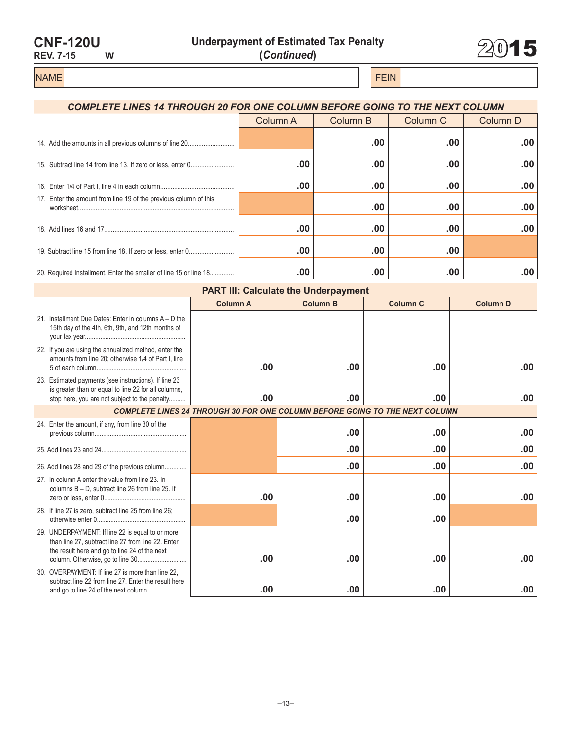# CNF-120U

REV. 7-15 W

## Underpayment of Estimated Tax Penalty (*Continued*)

# 2015

NAME | FEIN

***COMPLETE LINES 14 THROUGH 20 FOR ONE COLUMN BEFORE GOING TO THE NEXT COLUMN***

| | Column A | Column B | Column C | Column D |
|---|---|---|---|---|
| 14. Add the amounts in all previous columns of line 20 | | .00 | .00 | .00 |
| 15. Subtract line 14 from line 13. If zero or less, enter 0 | .00 | .00 | .00 | .00 |
| 16. Enter 1/4 of Part I, line 4 in each column | .00 | .00 | .00 | .00 |
| 17. Enter the amount from line 19 of the previous column of this worksheet | | .00 | .00 | .00 |
| 18. Add lines 16 and 17 | .00 | .00 | .00 | .00 |
| 19. Subtract line 15 from line 18. If zero or less, enter 0 | .00 | .00 | .00 | |
| 20. Required Installment. Enter the smaller of line 15 or line 18 | .00 | .00 | .00 | .00 |

## PART III: Calculate the Underpayment

| | Column A | Column B | Column C | Column D |
|---|---|---|---|---|
| 21. Installment Due Dates: Enter in columns A – D the 15th day of the 4th, 6th, 9th, and 12th months of your tax year | | | | |
| 22. If you are using the annualized method, enter the amounts from line 20; otherwise 1/4 of Part I, line 5 of each column | .00 | .00 | .00 | .00 |
| 23. Estimated payments (see instructions). If line 23 is greater than or equal to line 22 for all columns, stop here, you are not subject to the penalty | .00 | .00 | .00 | .00 |
| ***COMPLETE LINES 24 THROUGH 30 FOR ONE COLUMN BEFORE GOING TO THE NEXT COLUMN*** | | | | |
| 24. Enter the amount, if any, from line 30 of the previous column | | .00 | .00 | .00 |
| 25. Add lines 23 and 24 | | .00 | .00 | .00 |
| 26. Add lines 28 and 29 of the previous column | | .00 | .00 | .00 |
| 27. In column A enter the value from line 23. In columns B – D, subtract line 26 from line 25. If zero or less, enter 0 | .00 | .00 | .00 | .00 |
| 28. If line 27 is zero, subtract line 25 from line 26; otherwise enter 0 | | .00 | .00 | |
| 29. UNDERPAYMENT: If line 22 is equal to or more than line 27, subtract line 27 from line 22. Enter the result here and go to line 24 of the next column. Otherwise, go to line 30 | .00 | .00 | .00 | .00 |
| 30. OVERPAYMENT: If line 27 is more than line 22, subtract line 22 from line 27. Enter the result here and go to line 24 of the next column | .00 | .00 | .00 | .00 |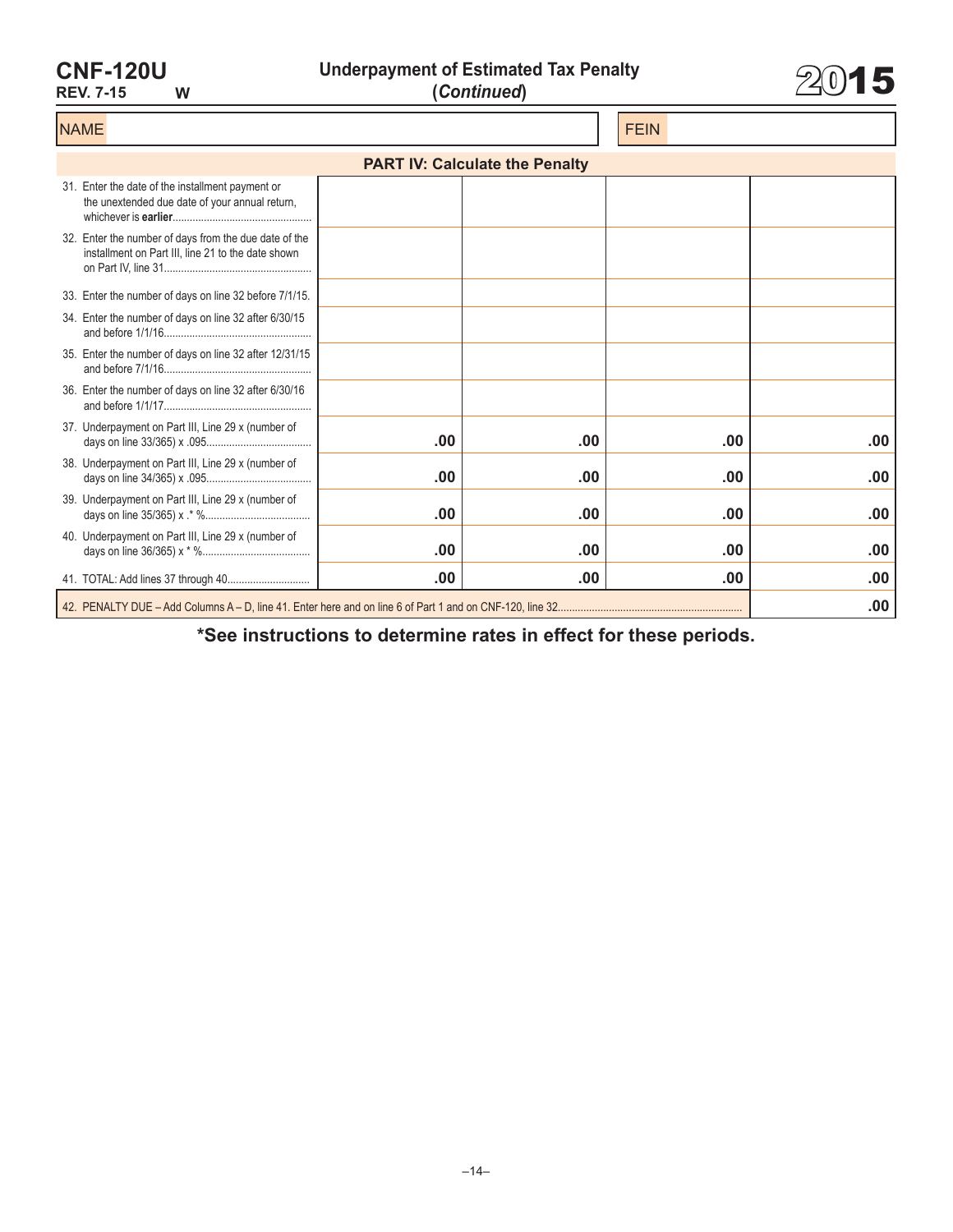# CNF-120U

REV. 7-15 W

## Underpayment of Estimated Tax Penalty (*Continued*)

# 2015

| NAME | FEIN |
|---|---|
| | |

### PART IV: Calculate the Penalty

| | | | | |
|---|---|---|---|---|
| 31. Enter the date of the installment payment or the unextended due date of your annual return, whichever is **earlier**................................................. | | | | |
| 32. Enter the number of days from the due date of the installment on Part III, line 21 to the date shown on Part IV, line 31.................................................... | | | | |
| 33. Enter the number of days on line 32 before 7/1/15. | | | | |
| 34. Enter the number of days on line 32 after 6/30/15 and before 1/1/16.................................................... | | | | |
| 35. Enter the number of days on line 32 after 12/31/15 and before 7/1/16.................................................... | | | | |
| 36. Enter the number of days on line 32 after 6/30/16 and before 1/1/17.................................................... | | | | |
| 37. Underpayment on Part III, Line 29 x (number of days on line 33/365) x .095..................................... | .00 | .00 | .00 | .00 |
| 38. Underpayment on Part III, Line 29 x (number of days on line 34/365) x .095..................................... | .00 | .00 | .00 | .00 |
| 39. Underpayment on Part III, Line 29 x (number of days on line 35/365) x .* %..................................... | .00 | .00 | .00 | .00 |
| 40. Underpayment on Part III, Line 29 x (number of days on line 36/365) x * %...................................... | .00 | .00 | .00 | .00 |
| 41. TOTAL: Add lines 37 through 40............................. | .00 | .00 | .00 | .00 |
| 42. PENALTY DUE – Add Columns A – D, line 41. Enter here and on line 6 of Part 1 and on CNF-120, line 32................................................................ | | | | .00 |

**\*See instructions to determine rates in effect for these periods.**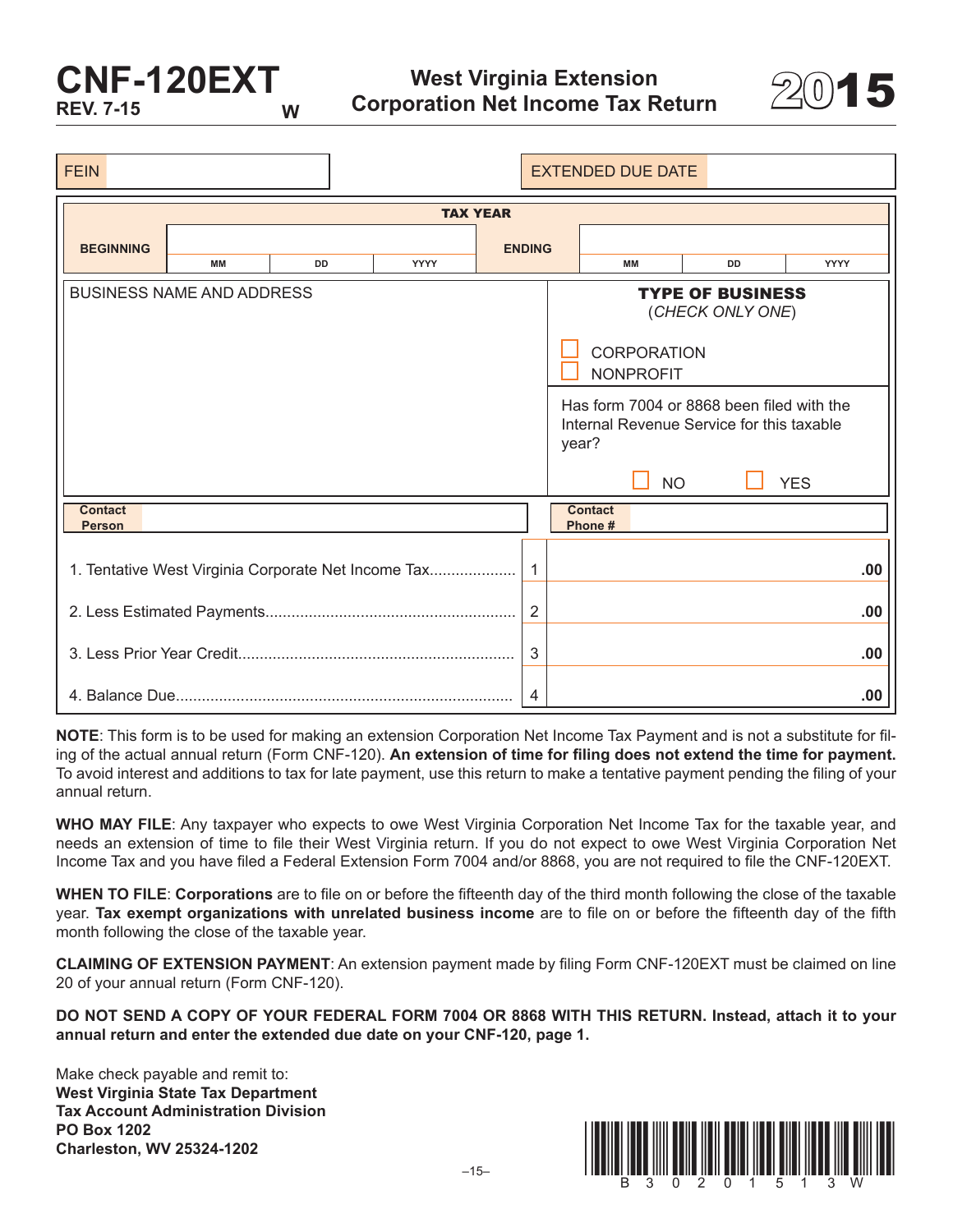# CNF-120EXT

REV. 7-15 W

## West Virginia Extension Corporation Net Income Tax Return

**2015**

| FEIN | | EXTENDED DUE DATE | |
|---|---|---|---|

| TAX YEAR | | | | | | | |
|---|---|---|---|---|---|---|---|
| BEGINNING | MM | DD | YYYY | ENDING | MM | DD | YYYY |

| BUSINESS NAME AND ADDRESS | **TYPE OF BUSINESS** (*CHECK ONLY ONE*) ☐ CORPORATION ☐ NONPROFIT |
|---|---|
| | Has form 7004 or 8868 been filed with the Internal Revenue Service for this taxable year? ☐ NO ☐ YES |

| Contact Person | | Contact Phone # | |
|---|---|---|---|

| Line | | | Amount |
|---|---|---|---|
| 1. Tentative West Virginia Corporate Net Income Tax | 1 | | .00 |
| 2. Less Estimated Payments | 2 | | .00 |
| 3. Less Prior Year Credit | 3 | | .00 |
| 4. Balance Due | 4 | | .00 |

**NOTE**: This form is to be used for making an extension Corporation Net Income Tax Payment and is not a substitute for filing of the actual annual return (Form CNF-120). **An extension of time for filing does not extend the time for payment.** To avoid interest and additions to tax for late payment, use this return to make a tentative payment pending the filing of your annual return.

**WHO MAY FILE**: Any taxpayer who expects to owe West Virginia Corporation Net Income Tax for the taxable year, and needs an extension of time to file their West Virginia return. If you do not expect to owe West Virginia Corporation Net Income Tax and you have filed a Federal Extension Form 7004 and/or 8868, you are not required to file the CNF-120EXT.

**WHEN TO FILE**: **Corporations** are to file on or before the fifteenth day of the third month following the close of the taxable year. **Tax exempt organizations with unrelated business income** are to file on or before the fifteenth day of the fifth month following the close of the taxable year.

**CLAIMING OF EXTENSION PAYMENT**: An extension payment made by filing Form CNF-120EXT must be claimed on line 20 of your annual return (Form CNF-120).

**DO NOT SEND A COPY OF YOUR FEDERAL FORM 7004 OR 8868 WITH THIS RETURN. Instead, attach it to your annual return and enter the extended due date on your CNF-120, page 1.**

Make check payable and remit to:
**West Virginia State Tax Department**
**Tax Account Administration Division**
**PO Box 1202**
**Charleston, WV 25324-1202**

B 3 0 2 0 1 5 1 3 W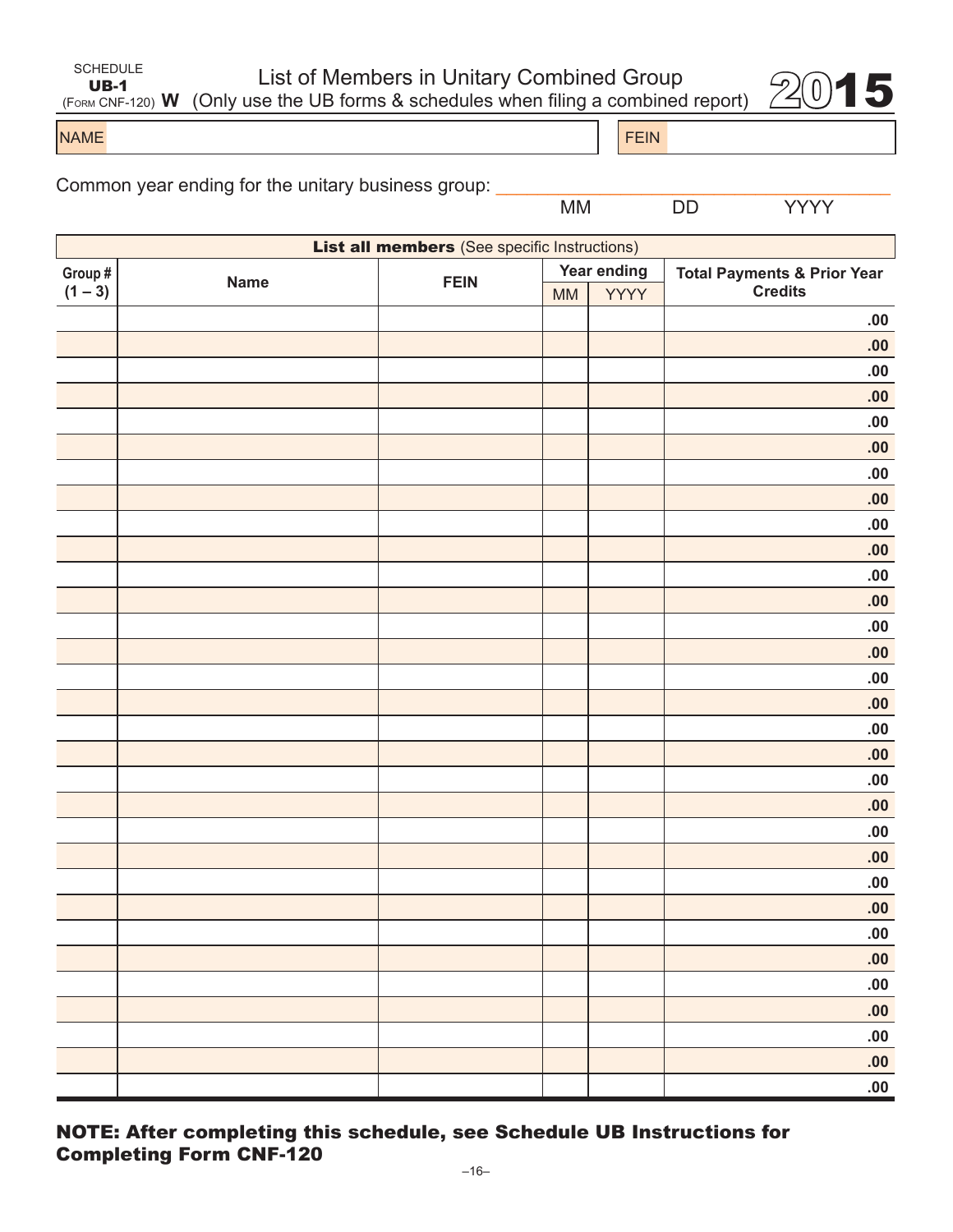SCHEDULE
**UB-1**
(FORM CNF-120) **W**

# List of Members in Unitary Combined Group

(Only use the UB forms & schedules when filing a combined report)

**2015**

| NAME | | FEIN | |
|---|---|---|---|

Common year ending for the unitary business group: ______________ MM DD YYYY

| **List all members** (See specific Instructions) | | | | | |
|---|---|---|---|---|---|
| **Group # (1 – 3)** | **Name** | **FEIN** | **Year ending** | | **Total Payments & Prior Year Credits** |
| | | | MM | YYYY | |
| | | | | | .00 |
| | | | | | .00 |
| | | | | | .00 |
| | | | | | .00 |
| | | | | | .00 |
| | | | | | .00 |
| | | | | | .00 |
| | | | | | .00 |
| | | | | | .00 |
| | | | | | .00 |
| | | | | | .00 |
| | | | | | .00 |
| | | | | | .00 |
| | | | | | .00 |
| | | | | | .00 |
| | | | | | .00 |
| | | | | | .00 |
| | | | | | .00 |
| | | | | | .00 |
| | | | | | .00 |
| | | | | | .00 |
| | | | | | .00 |
| | | | | | .00 |
| | | | | | .00 |
| | | | | | .00 |
| | | | | | .00 |
| | | | | | .00 |
| | | | | | .00 |
| | | | | | .00 |
| | | | | | .00 |
| | | | | | .00 |

**NOTE: After completing this schedule, see Schedule UB Instructions for Completing Form CNF-120**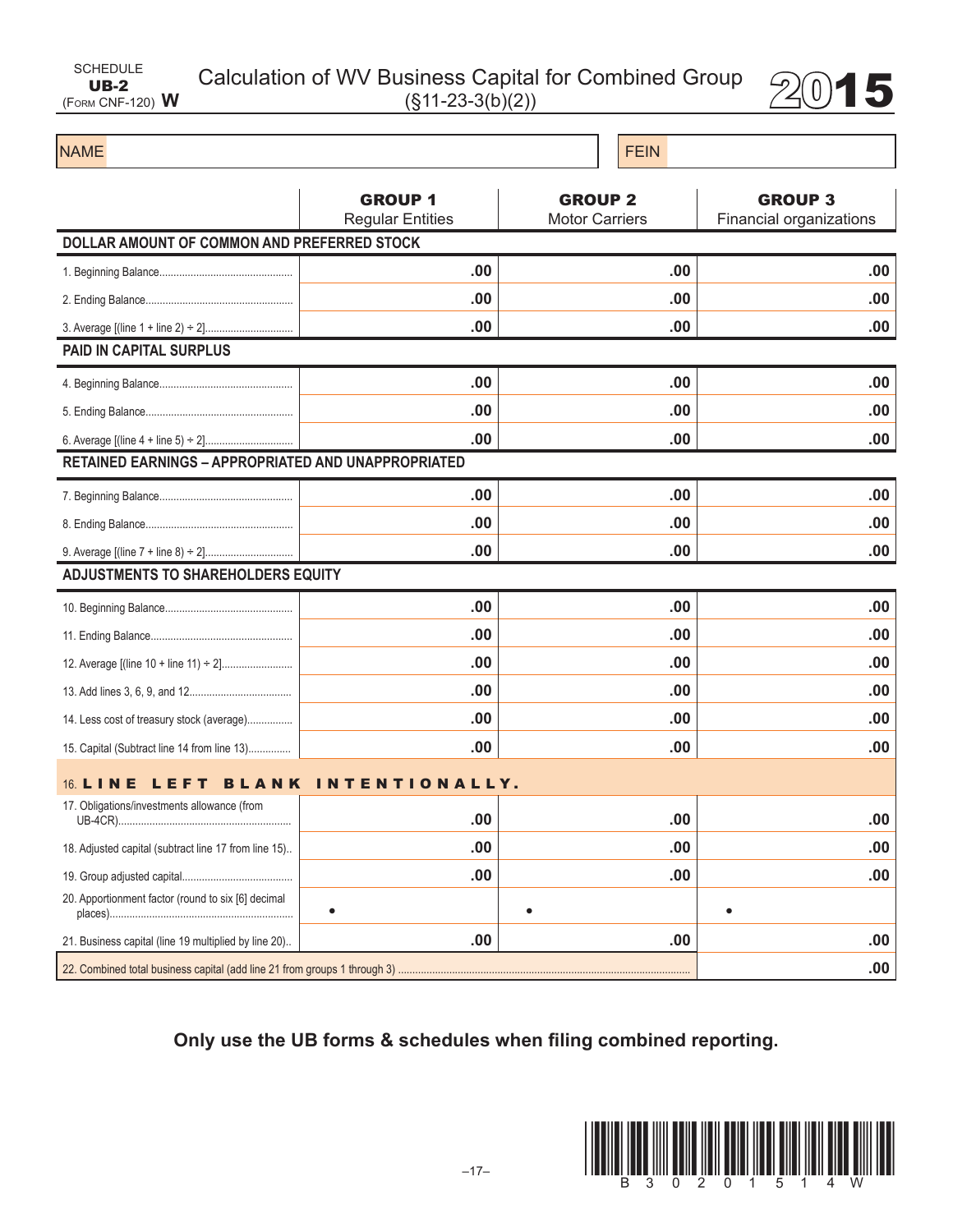SCHEDULE **UB-2** (FORM CNF-120) **W**

# Calculation of WV Business Capital for Combined Group

(§11-23-3(b)(2))

**2015**

| NAME | | FEIN | |
|---|---|---|---|

| | **GROUP 1** Regular Entities | **GROUP 2** Motor Carriers | **GROUP 3** Financial organizations |
|---|---|---|---|
| **DOLLAR AMOUNT OF COMMON AND PREFERRED STOCK** | | | |
| 1. Beginning Balance | .00 | .00 | .00 |
| 2. Ending Balance | .00 | .00 | .00 |
| 3. Average [(line 1 + line 2) ÷ 2] | .00 | .00 | .00 |
| **PAID IN CAPITAL SURPLUS** | | | |
| 4. Beginning Balance | .00 | .00 | .00 |
| 5. Ending Balance | .00 | .00 | .00 |
| 6. Average [(line 4 + line 5) ÷ 2] | .00 | .00 | .00 |
| **RETAINED EARNINGS – APPROPRIATED AND UNAPPROPRIATED** | | | |
| 7. Beginning Balance | .00 | .00 | .00 |
| 8. Ending Balance | .00 | .00 | .00 |
| 9. Average [(line 7 + line 8) ÷ 2] | .00 | .00 | .00 |
| **ADJUSTMENTS TO SHAREHOLDERS EQUITY** | | | |
| 10. Beginning Balance | .00 | .00 | .00 |
| 11. Ending Balance | .00 | .00 | .00 |
| 12. Average [(line 10 + line 11) ÷ 2] | .00 | .00 | .00 |
| 13. Add lines 3, 6, 9, and 12 | .00 | .00 | .00 |
| 14. Less cost of treasury stock (average) | .00 | .00 | .00 |
| 15. Capital (Subtract line 14 from line 13) | .00 | .00 | .00 |
| 16. **LINE LEFT BLANK INTENTIONALLY.** | | | |
| 17. Obligations/investments allowance (from UB-4CR) | .00 | .00 | .00 |
| 18. Adjusted capital (subtract line 17 from line 15) | .00 | .00 | .00 |
| 19. Group adjusted capital | .00 | .00 | .00 |
| 20. Apportionment factor (round to six [6] decimal places) | • | • | • |
| 21. Business capital (line 19 multiplied by line 20) | .00 | .00 | .00 |
| 22. Combined total business capital (add line 21 from groups 1 through 3) | | | .00 |

**Only use the UB forms & schedules when filing combined reporting.**

B 3 0 2 0 1 5 1 4 W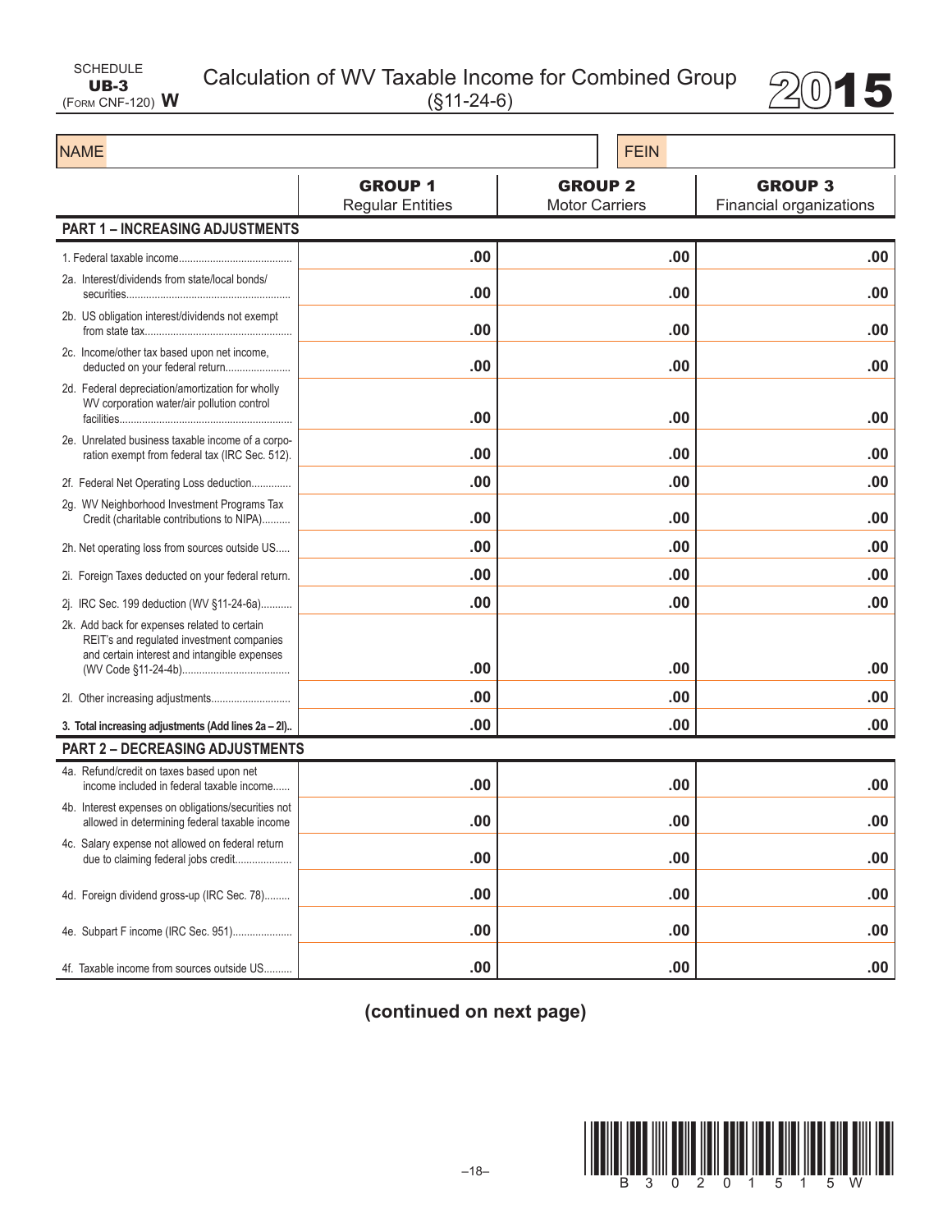SCHEDULE
**UB-3**
(FORM CNF-120) **W**

# Calculation of WV Taxable Income for Combined Group
(§11-24-6)

**2015**

| NAME | | FEIN | |
|---|---|---|---|

| | **GROUP 1** Regular Entities | **GROUP 2** Motor Carriers | **GROUP 3** Financial organizations |
|---|---|---|---|
| **PART 1 – INCREASING ADJUSTMENTS** | | | |
| 1. Federal taxable income | .00 | .00 | .00 |
| 2a. Interest/dividends from state/local bonds/ securities | .00 | .00 | .00 |
| 2b. US obligation interest/dividends not exempt from state tax | .00 | .00 | .00 |
| 2c. Income/other tax based upon net income, deducted on your federal return | .00 | .00 | .00 |
| 2d. Federal depreciation/amortization for wholly WV corporation water/air pollution control facilities | .00 | .00 | .00 |
| 2e. Unrelated business taxable income of a corporation exempt from federal tax (IRC Sec. 512) | .00 | .00 | .00 |
| 2f. Federal Net Operating Loss deduction | .00 | .00 | .00 |
| 2g. WV Neighborhood Investment Programs Tax Credit (charitable contributions to NIPA) | .00 | .00 | .00 |
| 2h. Net operating loss from sources outside US | .00 | .00 | .00 |
| 2i. Foreign Taxes deducted on your federal return. | .00 | .00 | .00 |
| 2j. IRC Sec. 199 deduction (WV §11-24-6a) | .00 | .00 | .00 |
| 2k. Add back for expenses related to certain REIT's and regulated investment companies and certain interest and intangible expenses (WV Code §11-24-4b) | .00 | .00 | .00 |
| 2l. Other increasing adjustments | .00 | .00 | .00 |
| **3. Total increasing adjustments (Add lines 2a – 2l)** | .00 | .00 | .00 |
| **PART 2 – DECREASING ADJUSTMENTS** | | | |
| 4a. Refund/credit on taxes based upon net income included in federal taxable income | .00 | .00 | .00 |
| 4b. Interest expenses on obligations/securities not allowed in determining federal taxable income | .00 | .00 | .00 |
| 4c. Salary expense not allowed on federal return due to claiming federal jobs credit | .00 | .00 | .00 |
| 4d. Foreign dividend gross-up (IRC Sec. 78) | .00 | .00 | .00 |
| 4e. Subpart F income (IRC Sec. 951) | .00 | .00 | .00 |
| 4f. Taxable income from sources outside US | .00 | .00 | .00 |

**(continued on next page)**

B 3 0 2 0 1 5 1 5 W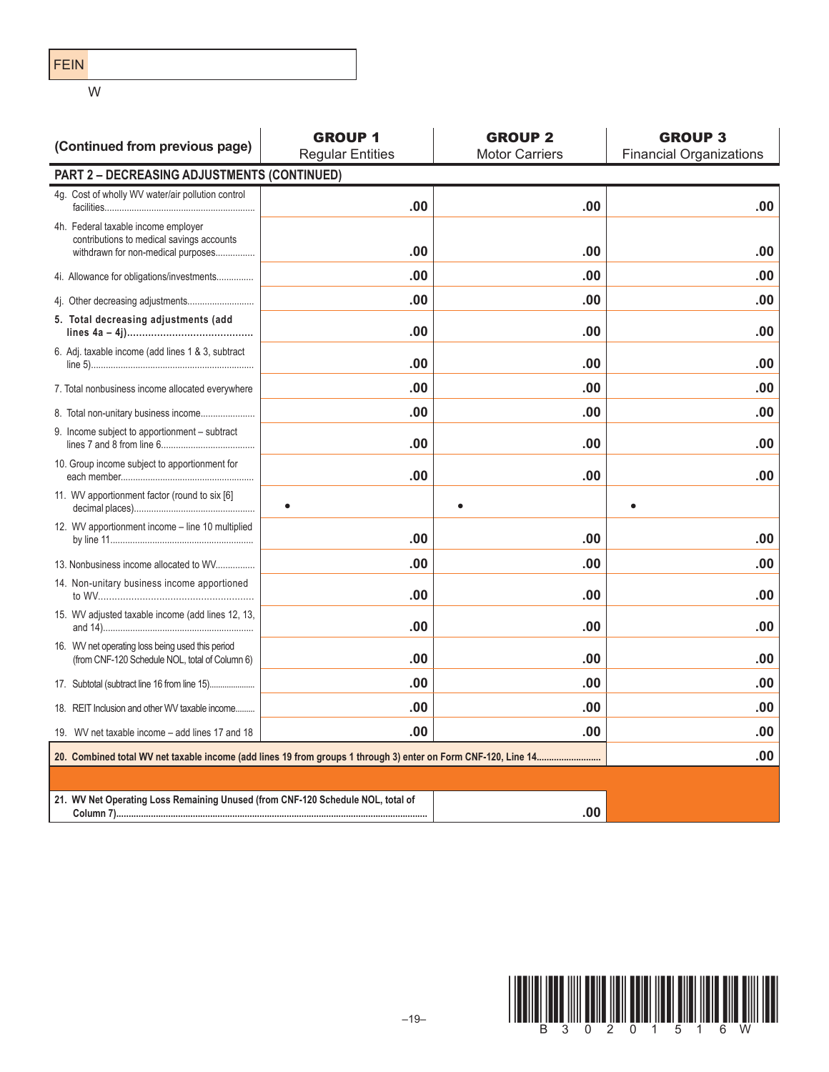FEIN

W

| (Continued from previous page) | GROUP 1 Regular Entities | GROUP 2 Motor Carriers | GROUP 3 Financial Organizations |
|---|---|---|---|
| **PART 2 – DECREASING ADJUSTMENTS (CONTINUED)** | | | |
| 4g. Cost of wholly WV water/air pollution control facilities | .00 | .00 | .00 |
| 4h. Federal taxable income employer contributions to medical savings accounts withdrawn for non-medical purposes | .00 | .00 | .00 |
| 4i. Allowance for obligations/investments | .00 | .00 | .00 |
| 4j. Other decreasing adjustments | .00 | .00 | .00 |
| **5. Total decreasing adjustments (add lines 4a – 4j)** | .00 | .00 | .00 |
| 6. Adj. taxable income (add lines 1 & 3, subtract line 5) | .00 | .00 | .00 |
| 7. Total nonbusiness income allocated everywhere | .00 | .00 | .00 |
| 8. Total non-unitary business income | .00 | .00 | .00 |
| 9. Income subject to apportionment – subtract lines 7 and 8 from line 6 | .00 | .00 | .00 |
| 10. Group income subject to apportionment for each member | .00 | .00 | .00 |
| 11. WV apportionment factor (round to six [6] decimal places) | • | • | • |
| 12. WV apportionment income – line 10 multiplied by line 11 | .00 | .00 | .00 |
| 13. Nonbusiness income allocated to WV | .00 | .00 | .00 |
| 14. Non-unitary business income apportioned to WV | .00 | .00 | .00 |
| 15. WV adjusted taxable income (add lines 12, 13, and 14) | .00 | .00 | .00 |
| 16. WV net operating loss being used this period (from CNF-120 Schedule NOL, total of Column 6) | .00 | .00 | .00 |
| 17. Subtotal (subtract line 16 from line 15) | .00 | .00 | .00 |
| 18. REIT Inclusion and other WV taxable income | .00 | .00 | .00 |
| 19. WV net taxable income – add lines 17 and 18 | .00 | .00 | .00 |
| **20. Combined total WV net taxable income (add lines 19 from groups 1 through 3) enter on Form CNF-120, Line 14** | | | .00 |
| **21. WV Net Operating Loss Remaining Unused (from CNF-120 Schedule NOL, total of Column 7)** | | .00 | |

B 3 0 2 0 1 5 1 6 W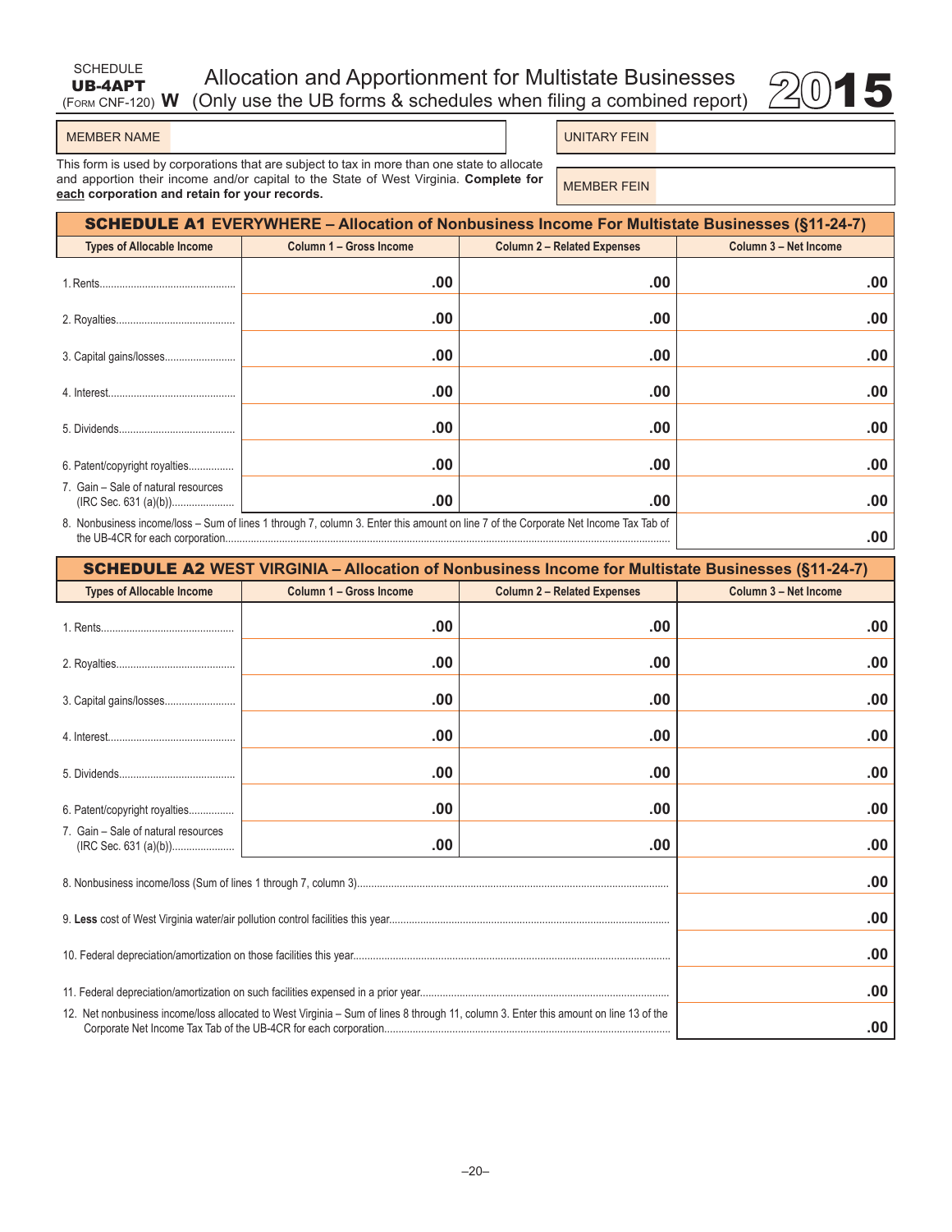SCHEDULE
**UB-4APT**
(FORM CNF-120) **W**

# Allocation and Apportionment for Multistate Businesses (Only use the UB forms & schedules when filing a combined report) 2015

| MEMBER NAME | | UNITARY FEIN | |
|---|---|---|---|
| | | MEMBER FEIN | |

This form is used by corporations that are subject to tax in more than one state to allocate and apportion their income and/or capital to the State of West Virginia. **Complete for each corporation and retain for your records.**

## SCHEDULE A1 EVERYWHERE – Allocation of Nonbusiness Income For Multistate Businesses (§11-24-7)

| Types of Allocable Income | Column 1 – Gross Income | Column 2 – Related Expenses | Column 3 – Net Income |
|---|---|---|---|
| 1. Rents | .00 | .00 | .00 |
| 2. Royalties | .00 | .00 | .00 |
| 3. Capital gains/losses | .00 | .00 | .00 |
| 4. Interest | .00 | .00 | .00 |
| 5. Dividends | .00 | .00 | .00 |
| 6. Patent/copyright royalties | .00 | .00 | .00 |
| 7. Gain – Sale of natural resources (IRC Sec. 631 (a)(b)) | .00 | .00 | .00 |
| 8. Nonbusiness income/loss – Sum of lines 1 through 7, column 3. Enter this amount on line 7 of the Corporate Net Income Tax Tab of the UB-4CR for each corporation | | | .00 |

## SCHEDULE A2 WEST VIRGINIA – Allocation of Nonbusiness Income for Multistate Businesses (§11-24-7)

| Types of Allocable Income | Column 1 – Gross Income | Column 2 – Related Expenses | Column 3 – Net Income |
|---|---|---|---|
| 1. Rents | .00 | .00 | .00 |
| 2. Royalties | .00 | .00 | .00 |
| 3. Capital gains/losses | .00 | .00 | .00 |
| 4. Interest | .00 | .00 | .00 |
| 5. Dividends | .00 | .00 | .00 |
| 6. Patent/copyright royalties | .00 | .00 | .00 |
| 7. Gain – Sale of natural resources (IRC Sec. 631 (a)(b)) | .00 | .00 | .00 |
| 8. Nonbusiness income/loss (Sum of lines 1 through 7, column 3) | | | .00 |
| 9. **Less** cost of West Virginia water/air pollution control facilities this year | | | .00 |
| 10. Federal depreciation/amortization on those facilities this year | | | .00 |
| 11. Federal depreciation/amortization on such facilities expensed in a prior year | | | .00 |
| 12. Net nonbusiness income/loss allocated to West Virginia – Sum of lines 8 through 11, column 3. Enter this amount on line 13 of the Corporate Net Income Tax Tab of the UB-4CR for each corporation | | | .00 |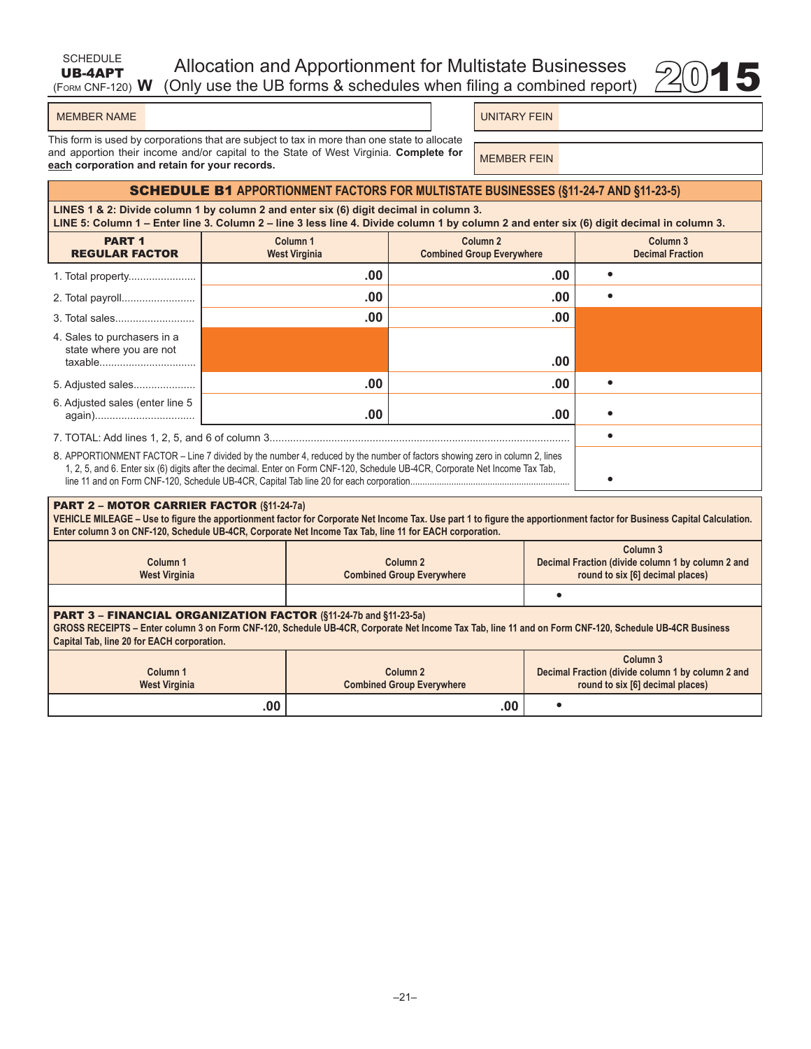SCHEDULE
**UB-4APT**
(FORM CNF-120) **W**

# Allocation and Apportionment for Multistate Businesses (Only use the UB forms & schedules when filing a combined report) 2015

| MEMBER NAME | | UNITARY FEIN | |
|---|---|---|---|
| | | MEMBER FEIN | |

This form is used by corporations that are subject to tax in more than one state to allocate and apportion their income and/or capital to the State of West Virginia. **Complete for each corporation and retain for your records.**

## SCHEDULE B1 APPORTIONMENT FACTORS FOR MULTISTATE BUSINESSES (§11-24-7 AND §11-23-5)

**LINES 1 & 2: Divide column 1 by column 2 and enter six (6) digit decimal in column 3.**
**LINE 5: Column 1 – Enter line 3. Column 2 – line 3 less line 4. Divide column 1 by column 2 and enter six (6) digit decimal in column 3.**

| PART 1 REGULAR FACTOR | Column 1 West Virginia | Column 2 Combined Group Everywhere | Column 3 Decimal Fraction |
|---|---|---|---|
| 1. Total property | .00 | .00 | • |
| 2. Total payroll | .00 | .00 | • |
| 3. Total sales | .00 | .00 | |
| 4. Sales to purchasers in a state where you are not taxable | | .00 | |
| 5. Adjusted sales | .00 | .00 | • |
| 6. Adjusted sales (enter line 5 again) | .00 | .00 | • |
| 7. TOTAL: Add lines 1, 2, 5, and 6 of column 3 | | | • |
| 8. APPORTIONMENT FACTOR – Line 7 divided by the number 4, reduced by the number of factors showing zero in column 2, lines 1, 2, 5, and 6. Enter six (6) digits after the decimal. Enter on Form CNF-120, Schedule UB-4CR, Corporate Net Income Tax Tab, line 11 and on Form CNF-120, Schedule UB-4CR, Capital Tab line 20 for each corporation | | | • |

### PART 2 – MOTOR CARRIER FACTOR (§11-24-7a)

**VEHICLE MILEAGE – Use to figure the apportionment factor for Corporate Net Income Tax. Use part 1 to figure the apportionment factor for Business Capital Calculation. Enter column 3 on CNF-120, Schedule UB-4CR, Corporate Net Income Tax Tab, line 11 for EACH corporation.**

| Column 1 West Virginia | Column 2 Combined Group Everywhere | Column 3 Decimal Fraction (divide column 1 by column 2 and round to six [6] decimal places) |
|---|---|---|
| | | • |

### PART 3 – FINANCIAL ORGANIZATION FACTOR (§11-24-7b and §11-23-5a)

**GROSS RECEIPTS – Enter column 3 on Form CNF-120, Schedule UB-4CR, Corporate Net Income Tax Tab, line 11 and on Form CNF-120, Schedule UB-4CR Business Capital Tab, line 20 for EACH corporation.**

| Column 1 West Virginia | Column 2 Combined Group Everywhere | Column 3 Decimal Fraction (divide column 1 by column 2 and round to six [6] decimal places) |
|---|---|---|
| .00 | .00 | • |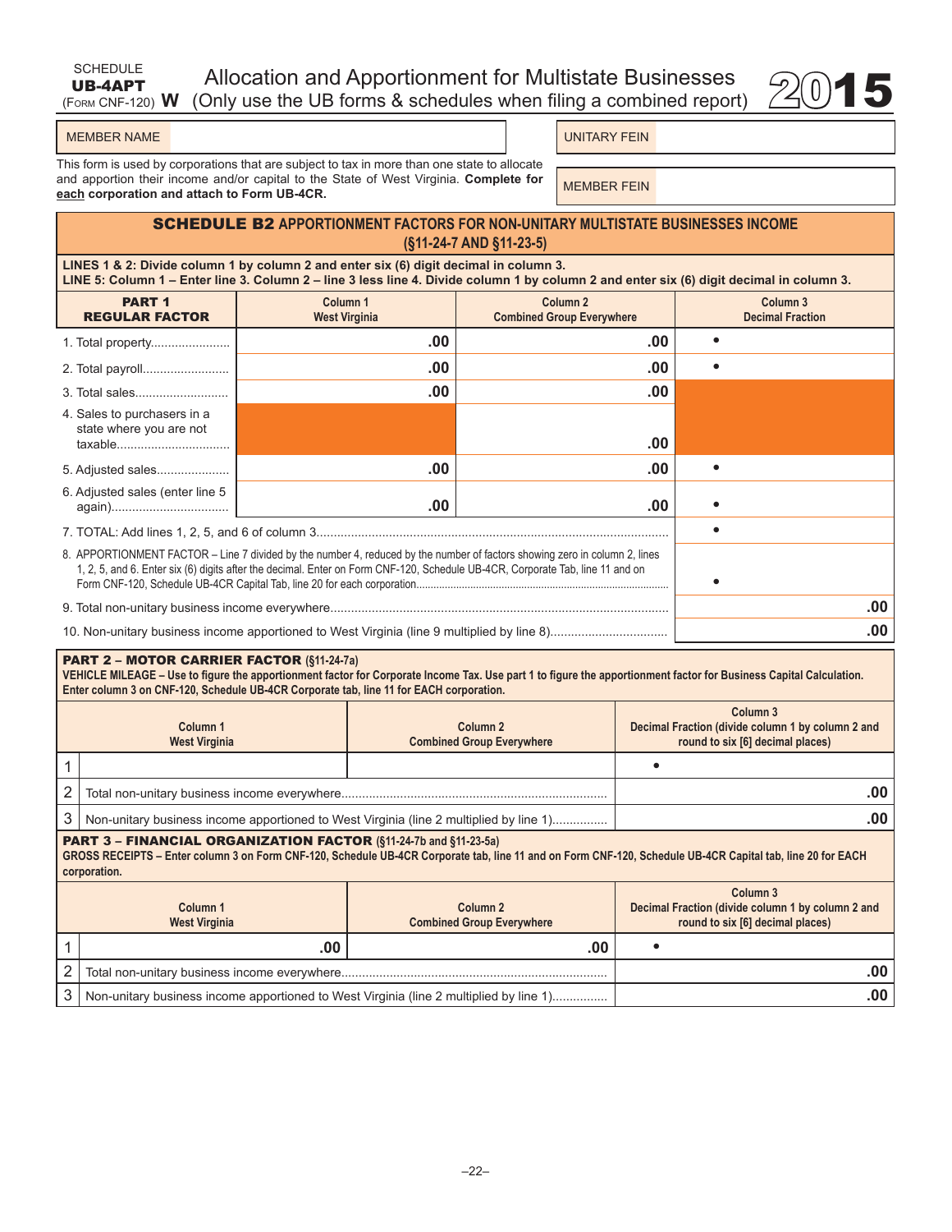SCHEDULE **UB-4APT** (FORM CNF-120) **W**

# Allocation and Apportionment for Multistate Businesses (Only use the UB forms & schedules when filing a combined report) 2015

| MEMBER NAME | | UNITARY FEIN | |
|---|---|---|---|
| | | MEMBER FEIN | |

This form is used by corporations that are subject to tax in more than one state to allocate and apportion their income and/or capital to the State of West Virginia. **Complete for each corporation and attach to Form UB-4CR.**

## SCHEDULE B2 APPORTIONMENT FACTORS FOR NON-UNITARY MULTISTATE BUSINESSES INCOME (§11-24-7 AND §11-23-5)

**LINES 1 & 2: Divide column 1 by column 2 and enter six (6) digit decimal in column 3.**
**LINE 5: Column 1 – Enter line 3. Column 2 – line 3 less line 4. Divide column 1 by column 2 and enter six (6) digit decimal in column 3.**

| PART 1 REGULAR FACTOR | Column 1 West Virginia | Column 2 Combined Group Everywhere | Column 3 Decimal Fraction |
|---|---|---|---|
| 1. Total property...................... | .00 | .00 | • |
| 2. Total payroll......................... | .00 | .00 | • |
| 3. Total sales........................... | .00 | .00 | |
| 4. Sales to purchasers in a state where you are not taxable................................ | | .00 | |
| 5. Adjusted sales..................... | .00 | .00 | • |
| 6. Adjusted sales (enter line 5 again)................................. | .00 | .00 | • |
| 7. TOTAL: Add lines 1, 2, 5, and 6 of column 3..................... | | | • |
| 8. APPORTIONMENT FACTOR – Line 7 divided by the number 4, reduced by the number of factors showing zero in column 2, lines 1, 2, 5, and 6. Enter six (6) digits after the decimal. Enter on Form CNF-120, Schedule UB-4CR, Corporate Tab, line 11 and on Form CNF-120, Schedule UB-4CR Capital Tab, line 20 for each corporation........ | | | • |
| 9. Total non-unitary business income everywhere................ | | | .00 |
| 10. Non-unitary business income apportioned to West Virginia (line 9 multiplied by line 8)................................. | | | .00 |

### PART 2 – MOTOR CARRIER FACTOR (§11-24-7a)

**VEHICLE MILEAGE – Use to figure the apportionment factor for Corporate Income Tax. Use part 1 to figure the apportionment factor for Business Capital Calculation. Enter column 3 on CNF-120, Schedule UB-4CR Corporate tab, line 11 for EACH corporation.**

| | Column 1 West Virginia | Column 2 Combined Group Everywhere | Column 3 Decimal Fraction (divide column 1 by column 2 and round to six [6] decimal places) |
|---|---|---|---|
| 1 | | | • |
| 2 | Total non-unitary business income everywhere............................................................................ | | .00 |
| 3 | Non-unitary business income apportioned to West Virginia (line 2 multiplied by line 1)................ | | .00 |

### PART 3 – FINANCIAL ORGANIZATION FACTOR (§11-24-7b and §11-23-5a)

**GROSS RECEIPTS – Enter column 3 on Form CNF-120, Schedule UB-4CR Corporate tab, line 11 and on Form CNF-120, Schedule UB-4CR Capital tab, line 20 for EACH corporation.**

| | Column 1 West Virginia | Column 2 Combined Group Everywhere | Column 3 Decimal Fraction (divide column 1 by column 2 and round to six [6] decimal places) |
|---|---|---|---|
| 1 | .00 | .00 | • |
| 2 | Total non-unitary business income everywhere............................................................................ | | .00 |
| 3 | Non-unitary business income apportioned to West Virginia (line 2 multiplied by line 1)................ | | .00 |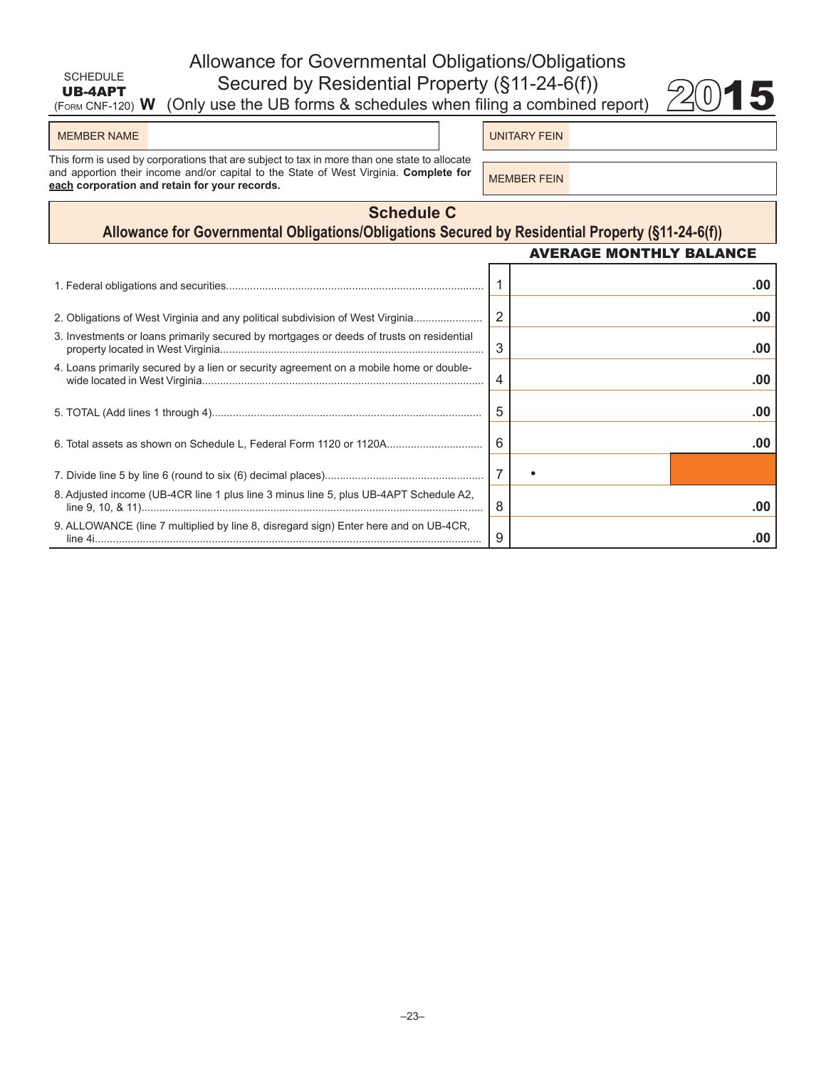SCHEDULE
**UB-4APT**
(FORM CNF-120) **W**

# Allowance for Governmental Obligations/Obligations Secured by Residential Property (§11-24-6(f))

(Only use the UB forms & schedules when filing a combined report)

**2015**

| | |
|---|---|
| MEMBER NAME | |
| UNITARY FEIN | |
| MEMBER FEIN | |

This form is used by corporations that are subject to tax in more than one state to allocate and apportion their income and/or capital to the State of West Virginia. **Complete for <u>each</u> corporation and retain for your records.**

## Schedule C

### Allowance for Governmental Obligations/Obligations Secured by Residential Property (§11-24-6(f))

| | | AVERAGE MONTHLY BALANCE |
|---|---|---|
| 1. Federal obligations and securities | 1 | .00 |
| 2. Obligations of West Virginia and any political subdivision of West Virginia | 2 | .00 |
| 3. Investments or loans primarily secured by mortgages or deeds of trusts on residential property located in West Virginia | 3 | .00 |
| 4. Loans primarily secured by a lien or security agreement on a mobile home or double-wide located in West Virginia | 4 | .00 |
| 5. TOTAL (Add lines 1 through 4) | 5 | .00 |
| 6. Total assets as shown on Schedule L, Federal Form 1120 or 1120A | 6 | .00 |
| 7. Divide line 5 by line 6 (round to six (6) decimal places) | 7 | • |
| 8. Adjusted income (UB-4CR line 1 plus line 3 minus line 5, plus UB-4APT Schedule A2, line 9, 10, & 11) | 8 | .00 |
| 9. ALLOWANCE (line 7 multiplied by line 8, disregard sign) Enter here and on UB-4CR, line 4i | 9 | .00 |